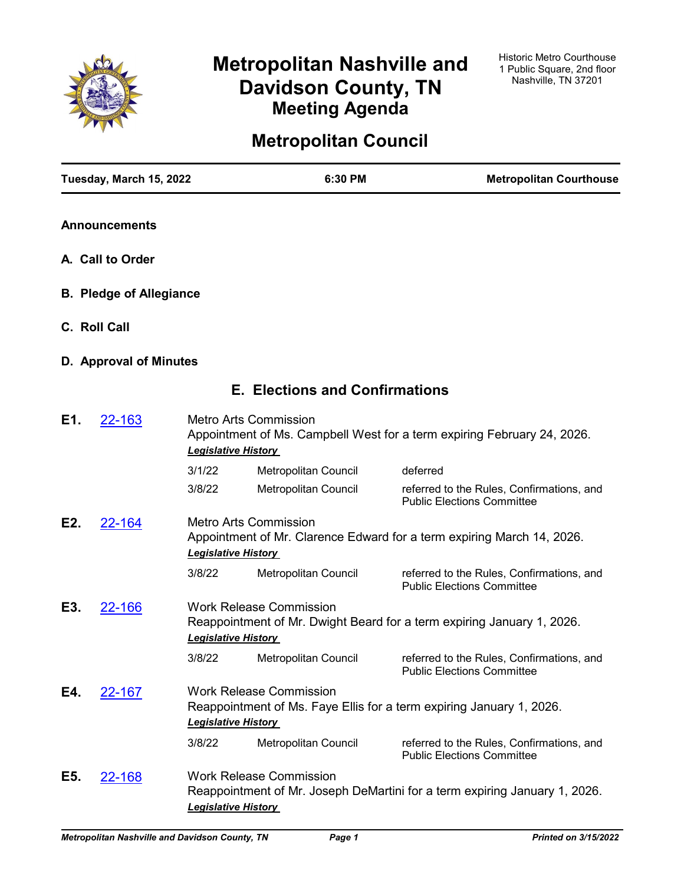# Metropolitan Nashville and Davidson County, TN
## Meeting Agenda

Historic Metro Courthouse
1 Public Square, 2nd floor
Nashville, TN 37201

# Metropolitan Council

**Tuesday, March 15, 2022** | **6:30 PM** | **Metropolitan Courthouse**

**Announcements**

**A. Call to Order**

**B. Pledge of Allegiance**

**C. Roll Call**

**D. Approval of Minutes**

## E. Elections and Confirmations

**E1.** 22-163

Metro Arts Commission
Appointment of Ms. Campbell West for a term expiring February 24, 2026.

***Legislative History***

| Date | Body | Action |
|---|---|---|
| 3/1/22 | Metropolitan Council | deferred |
| 3/8/22 | Metropolitan Council | referred to the Rules, Confirmations, and Public Elections Committee |

**E2.** 22-164

Metro Arts Commission
Appointment of Mr. Clarence Edward for a term expiring March 14, 2026.

***Legislative History***

| Date | Body | Action |
|---|---|---|
| 3/8/22 | Metropolitan Council | referred to the Rules, Confirmations, and Public Elections Committee |

**E3.** 22-166

Work Release Commission
Reappointment of Mr. Dwight Beard for a term expiring January 1, 2026.

***Legislative History***

| Date | Body | Action |
|---|---|---|
| 3/8/22 | Metropolitan Council | referred to the Rules, Confirmations, and Public Elections Committee |

**E4.** 22-167

Work Release Commission
Reappointment of Ms. Faye Ellis for a term expiring January 1, 2026.

***Legislative History***

| Date | Body | Action |
|---|---|---|
| 3/8/22 | Metropolitan Council | referred to the Rules, Confirmations, and Public Elections Committee |

**E5.** 22-168

Work Release Commission
Reappointment of Mr. Joseph DeMartini for a term expiring January 1, 2026.

***Legislative History***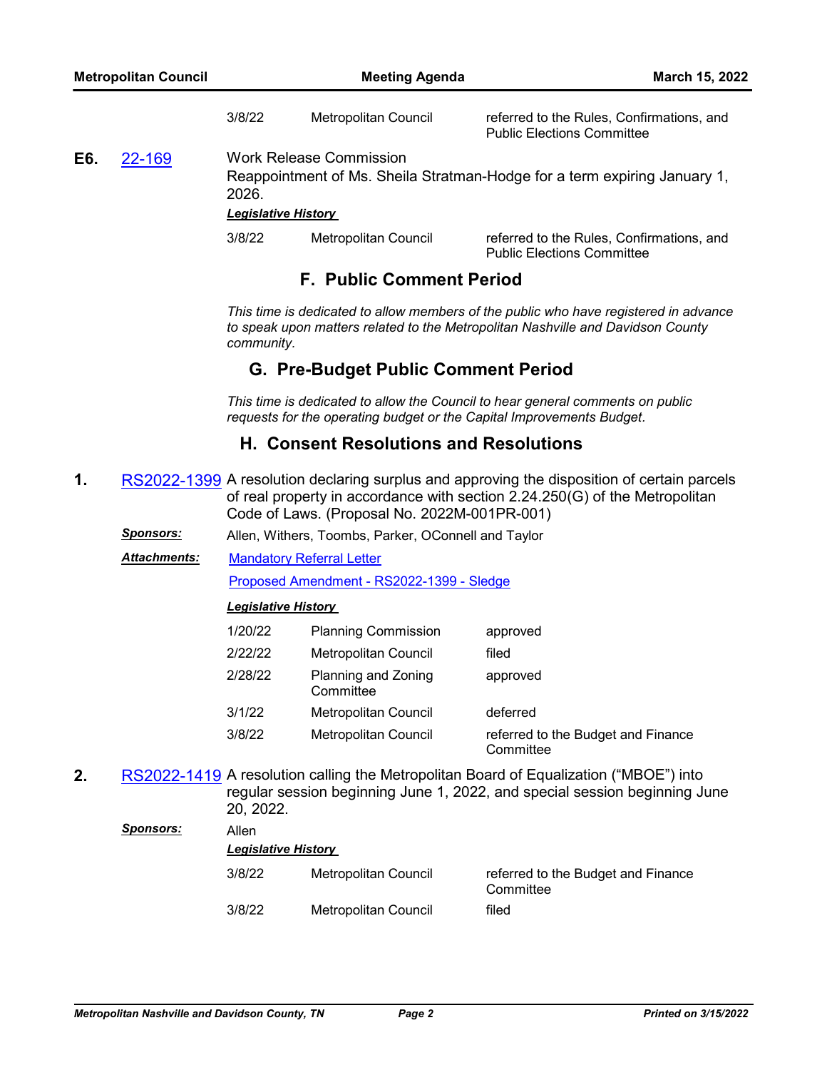| | | |
|---|---|---|
| 3/8/22 | Metropolitan Council | referred to the Rules, Confirmations, and Public Elections Committee |

**E6.** 22-169 Work Release Commission

Reappointment of Ms. Sheila Stratman-Hodge for a term expiring January 1, 2026.

***Legislative History***

| | | |
|---|---|---|
| 3/8/22 | Metropolitan Council | referred to the Rules, Confirmations, and Public Elections Committee |

## F. Public Comment Period

*This time is dedicated to allow members of the public who have registered in advance to speak upon matters related to the Metropolitan Nashville and Davidson County community.*

## G. Pre-Budget Public Comment Period

*This time is dedicated to allow the Council to hear general comments on public requests for the operating budget or the Capital Improvements Budget.*

## H. Consent Resolutions and Resolutions

**1.** RS2022-1399 A resolution declaring surplus and approving the disposition of certain parcels of real property in accordance with section 2.24.250(G) of the Metropolitan Code of Laws. (Proposal No. 2022M-001PR-001)

***Sponsors:*** Allen, Withers, Toombs, Parker, OConnell and Taylor

***Attachments:*** Mandatory Referral Letter

Proposed Amendment - RS2022-1399 - Sledge

***Legislative History***

| | | |
|---|---|---|
| 1/20/22 | Planning Commission | approved |
| 2/22/22 | Metropolitan Council | filed |
| 2/28/22 | Planning and Zoning Committee | approved |
| 3/1/22 | Metropolitan Council | deferred |
| 3/8/22 | Metropolitan Council | referred to the Budget and Finance Committee |

**2.** RS2022-1419 A resolution calling the Metropolitan Board of Equalization ("MBOE") into regular session beginning June 1, 2022, and special session beginning June 20, 2022.

***Sponsors:*** Allen

***Legislative History***

| | | |
|---|---|---|
| 3/8/22 | Metropolitan Council | referred to the Budget and Finance Committee |
| 3/8/22 | Metropolitan Council | filed |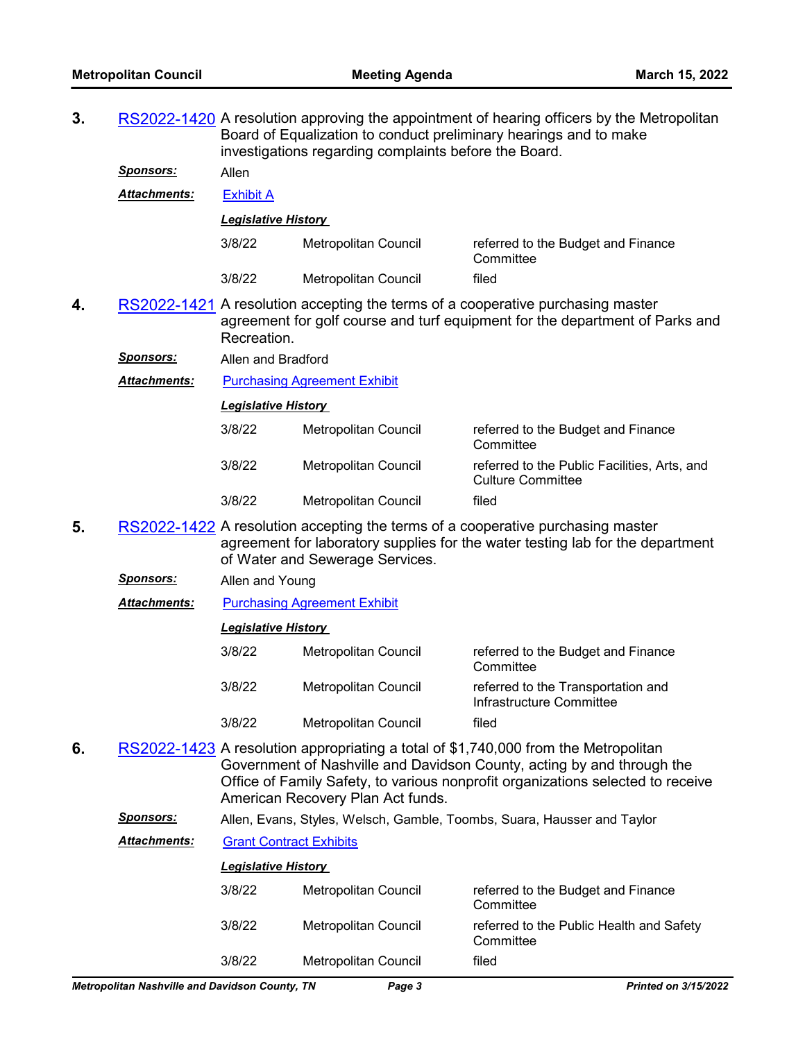**3.** RS2022-1420 A resolution approving the appointment of hearing officers by the Metropolitan Board of Equalization to conduct preliminary hearings and to make investigations regarding complaints before the Board.

***Sponsors:*** Allen

***Attachments:*** Exhibit A

***Legislative History***

| | | |
|---|---|---|
| 3/8/22 | Metropolitan Council | referred to the Budget and Finance Committee |
| 3/8/22 | Metropolitan Council | filed |

**4.** RS2022-1421 A resolution accepting the terms of a cooperative purchasing master agreement for golf course and turf equipment for the department of Parks and Recreation.

***Sponsors:*** Allen and Bradford

***Attachments:*** Purchasing Agreement Exhibit

***Legislative History***

| | | |
|---|---|---|
| 3/8/22 | Metropolitan Council | referred to the Budget and Finance Committee |
| 3/8/22 | Metropolitan Council | referred to the Public Facilities, Arts, and Culture Committee |
| 3/8/22 | Metropolitan Council | filed |

**5.** RS2022-1422 A resolution accepting the terms of a cooperative purchasing master agreement for laboratory supplies for the water testing lab for the department of Water and Sewerage Services.

***Sponsors:*** Allen and Young

***Attachments:*** Purchasing Agreement Exhibit

***Legislative History***

| | | |
|---|---|---|
| 3/8/22 | Metropolitan Council | referred to the Budget and Finance Committee |
| 3/8/22 | Metropolitan Council | referred to the Transportation and Infrastructure Committee |
| 3/8/22 | Metropolitan Council | filed |

**6.** RS2022-1423 A resolution appropriating a total of $1,740,000 from the Metropolitan Government of Nashville and Davidson County, acting by and through the Office of Family Safety, to various nonprofit organizations selected to receive American Recovery Plan Act funds.

***Sponsors:*** Allen, Evans, Styles, Welsch, Gamble, Toombs, Suara, Hausser and Taylor

***Attachments:*** Grant Contract Exhibits

***Legislative History***

| | | |
|---|---|---|
| 3/8/22 | Metropolitan Council | referred to the Budget and Finance Committee |
| 3/8/22 | Metropolitan Council | referred to the Public Health and Safety Committee |
| 3/8/22 | Metropolitan Council | filed |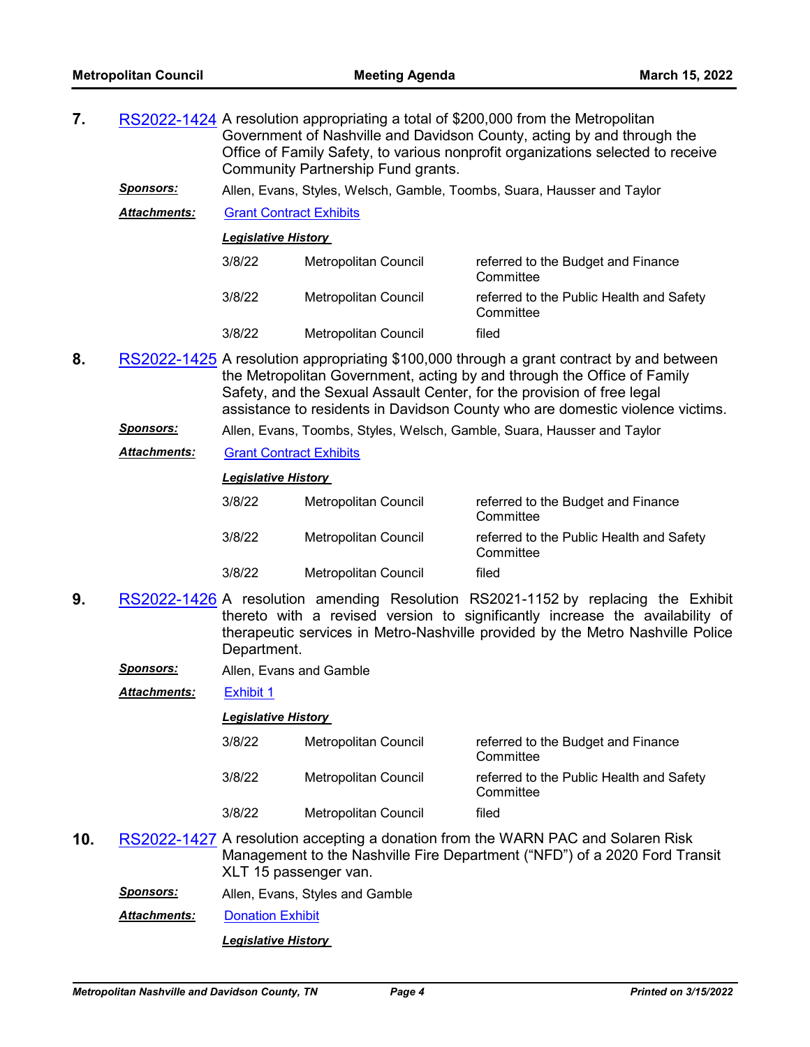**7.** RS2022-1424 A resolution appropriating a total of $200,000 from the Metropolitan Government of Nashville and Davidson County, acting by and through the Office of Family Safety, to various nonprofit organizations selected to receive Community Partnership Fund grants.

***Sponsors:*** Allen, Evans, Styles, Welsch, Gamble, Toombs, Suara, Hausser and Taylor

***Attachments:*** Grant Contract Exhibits

***Legislative History***

| | | |
|---|---|---|
| 3/8/22 | Metropolitan Council | referred to the Budget and Finance Committee |
| 3/8/22 | Metropolitan Council | referred to the Public Health and Safety Committee |
| 3/8/22 | Metropolitan Council | filed |

**8.** RS2022-1425 A resolution appropriating $100,000 through a grant contract by and between the Metropolitan Government, acting by and through the Office of Family Safety, and the Sexual Assault Center, for the provision of free legal assistance to residents in Davidson County who are domestic violence victims.

***Sponsors:*** Allen, Evans, Toombs, Styles, Welsch, Gamble, Suara, Hausser and Taylor

***Attachments:*** Grant Contract Exhibits

***Legislative History***

| | | |
|---|---|---|
| 3/8/22 | Metropolitan Council | referred to the Budget and Finance Committee |
| 3/8/22 | Metropolitan Council | referred to the Public Health and Safety Committee |
| 3/8/22 | Metropolitan Council | filed |

**9.** RS2022-1426 A resolution amending Resolution RS2021-1152 by replacing the Exhibit thereto with a revised version to significantly increase the availability of therapeutic services in Metro-Nashville provided by the Metro Nashville Police Department.

***Sponsors:*** Allen, Evans and Gamble

***Attachments:*** Exhibit 1

***Legislative History***

| | | |
|---|---|---|
| 3/8/22 | Metropolitan Council | referred to the Budget and Finance Committee |
| 3/8/22 | Metropolitan Council | referred to the Public Health and Safety Committee |
| 3/8/22 | Metropolitan Council | filed |

**10.** RS2022-1427 A resolution accepting a donation from the WARN PAC and Solaren Risk Management to the Nashville Fire Department ("NFD") of a 2020 Ford Transit XLT 15 passenger van.

***Sponsors:*** Allen, Evans, Styles and Gamble

***Attachments:*** Donation Exhibit

***Legislative History***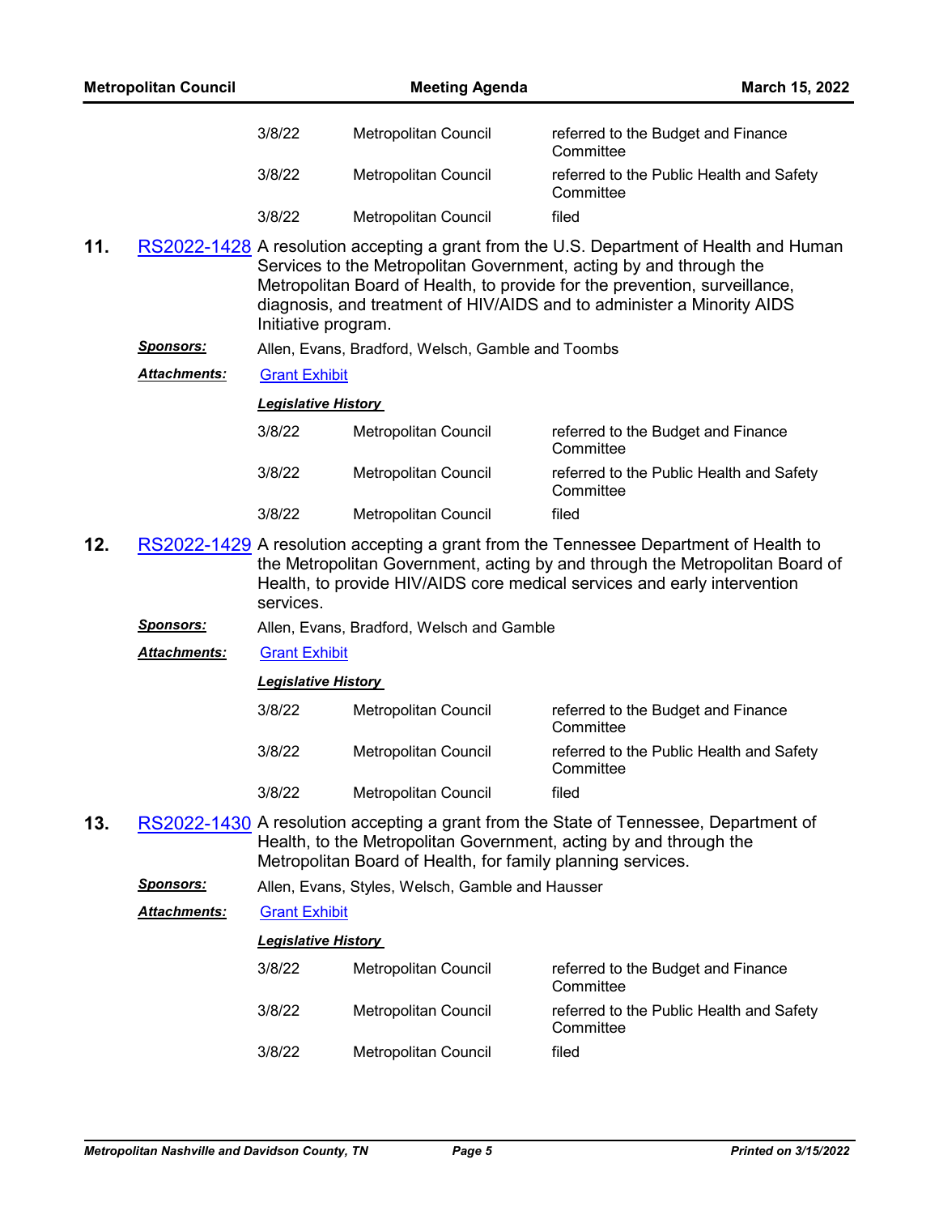| | | |
|---|---|---|
| 3/8/22 | Metropolitan Council | referred to the Budget and Finance Committee |
| 3/8/22 | Metropolitan Council | referred to the Public Health and Safety Committee |
| 3/8/22 | Metropolitan Council | filed |

**11.** RS2022-1428 A resolution accepting a grant from the U.S. Department of Health and Human Services to the Metropolitan Government, acting by and through the Metropolitan Board of Health, to provide for the prevention, surveillance, diagnosis, and treatment of HIV/AIDS and to administer a Minority AIDS Initiative program.

***Sponsors:*** Allen, Evans, Bradford, Welsch, Gamble and Toombs

***Attachments:*** Grant Exhibit

***Legislative History***

| | | |
|---|---|---|
| 3/8/22 | Metropolitan Council | referred to the Budget and Finance Committee |
| 3/8/22 | Metropolitan Council | referred to the Public Health and Safety Committee |
| 3/8/22 | Metropolitan Council | filed |

**12.** RS2022-1429 A resolution accepting a grant from the Tennessee Department of Health to the Metropolitan Government, acting by and through the Metropolitan Board of Health, to provide HIV/AIDS core medical services and early intervention services.

***Sponsors:*** Allen, Evans, Bradford, Welsch and Gamble

***Attachments:*** Grant Exhibit

***Legislative History***

| | | |
|---|---|---|
| 3/8/22 | Metropolitan Council | referred to the Budget and Finance Committee |
| 3/8/22 | Metropolitan Council | referred to the Public Health and Safety Committee |
| 3/8/22 | Metropolitan Council | filed |

**13.** RS2022-1430 A resolution accepting a grant from the State of Tennessee, Department of Health, to the Metropolitan Government, acting by and through the Metropolitan Board of Health, for family planning services.

***Sponsors:*** Allen, Evans, Styles, Welsch, Gamble and Hausser

***Attachments:*** Grant Exhibit

***Legislative History***

| | | |
|---|---|---|
| 3/8/22 | Metropolitan Council | referred to the Budget and Finance Committee |
| 3/8/22 | Metropolitan Council | referred to the Public Health and Safety Committee |
| 3/8/22 | Metropolitan Council | filed |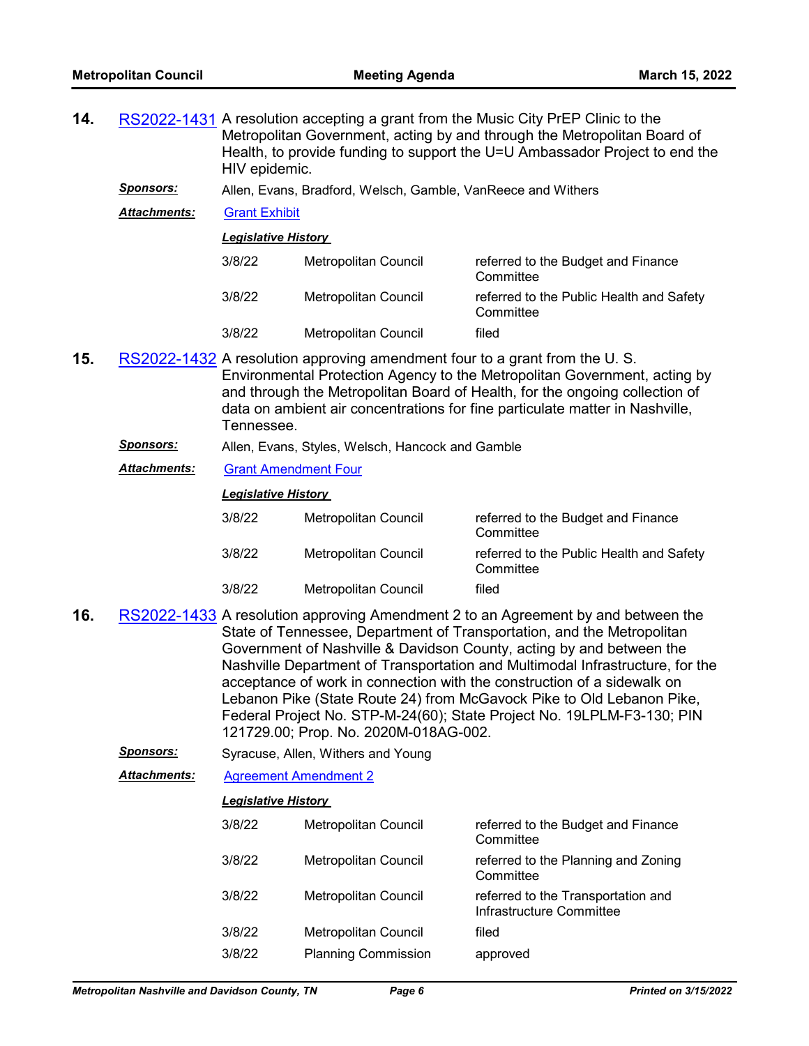**14.** RS2022-1431 A resolution accepting a grant from the Music City PrEP Clinic to the Metropolitan Government, acting by and through the Metropolitan Board of Health, to provide funding to support the U=U Ambassador Project to end the HIV epidemic.

***Sponsors:*** Allen, Evans, Bradford, Welsch, Gamble, VanReece and Withers

***Attachments:*** Grant Exhibit

***Legislative History***

| | | |
|---|---|---|
| 3/8/22 | Metropolitan Council | referred to the Budget and Finance Committee |
| 3/8/22 | Metropolitan Council | referred to the Public Health and Safety Committee |
| 3/8/22 | Metropolitan Council | filed |

**15.** RS2022-1432 A resolution approving amendment four to a grant from the U. S. Environmental Protection Agency to the Metropolitan Government, acting by and through the Metropolitan Board of Health, for the ongoing collection of data on ambient air concentrations for fine particulate matter in Nashville, Tennessee.

***Sponsors:*** Allen, Evans, Styles, Welsch, Hancock and Gamble

***Attachments:*** Grant Amendment Four

***Legislative History***

| | | |
|---|---|---|
| 3/8/22 | Metropolitan Council | referred to the Budget and Finance Committee |
| 3/8/22 | Metropolitan Council | referred to the Public Health and Safety Committee |
| 3/8/22 | Metropolitan Council | filed |

**16.** RS2022-1433 A resolution approving Amendment 2 to an Agreement by and between the State of Tennessee, Department of Transportation, and the Metropolitan Government of Nashville & Davidson County, acting by and between the Nashville Department of Transportation and Multimodal Infrastructure, for the acceptance of work in connection with the construction of a sidewalk on Lebanon Pike (State Route 24) from McGavock Pike to Old Lebanon Pike, Federal Project No. STP-M-24(60); State Project No. 19LPLM-F3-130; PIN 121729.00; Prop. No. 2020M-018AG-002.

***Sponsors:*** Syracuse, Allen, Withers and Young

***Attachments:*** Agreement Amendment 2

***Legislative History***

| | | |
|---|---|---|
| 3/8/22 | Metropolitan Council | referred to the Budget and Finance Committee |
| 3/8/22 | Metropolitan Council | referred to the Planning and Zoning Committee |
| 3/8/22 | Metropolitan Council | referred to the Transportation and Infrastructure Committee |
| 3/8/22 | Metropolitan Council | filed |
| 3/8/22 | Planning Commission | approved |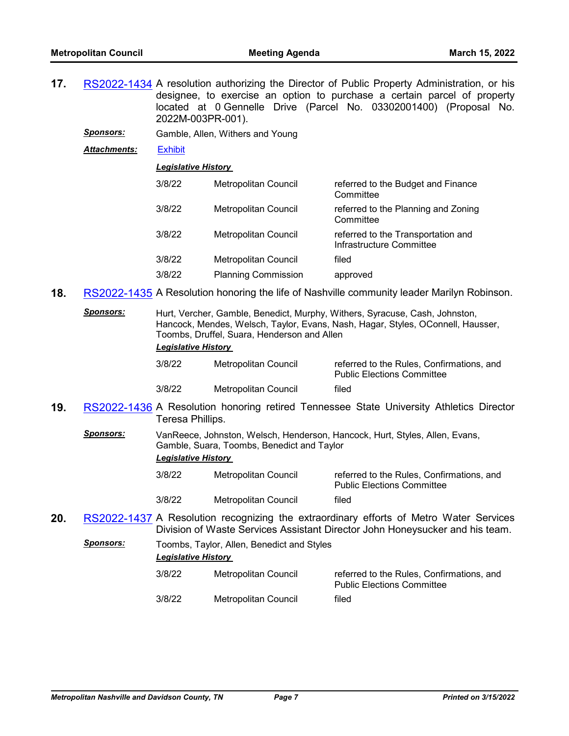**17.** RS2022-1434 A resolution authorizing the Director of Public Property Administration, or his designee, to exercise an option to purchase a certain parcel of property located at 0 Gennelle Drive (Parcel No. 03302001400) (Proposal No. 2022M-003PR-001).

***Sponsors:*** Gamble, Allen, Withers and Young

***Attachments:*** Exhibit

***Legislative History***

| | | |
|---|---|---|
| 3/8/22 | Metropolitan Council | referred to the Budget and Finance Committee |
| 3/8/22 | Metropolitan Council | referred to the Planning and Zoning Committee |
| 3/8/22 | Metropolitan Council | referred to the Transportation and Infrastructure Committee |
| 3/8/22 | Metropolitan Council | filed |
| 3/8/22 | Planning Commission | approved |

**18.** RS2022-1435 A Resolution honoring the life of Nashville community leader Marilyn Robinson.

***Sponsors:*** Hurt, Vercher, Gamble, Benedict, Murphy, Withers, Syracuse, Cash, Johnston, Hancock, Mendes, Welsch, Taylor, Evans, Nash, Hagar, Styles, OConnell, Hausser, Toombs, Druffel, Suara, Henderson and Allen

***Legislative History***

| | | |
|---|---|---|
| 3/8/22 | Metropolitan Council | referred to the Rules, Confirmations, and Public Elections Committee |
| 3/8/22 | Metropolitan Council | filed |

**19.** RS2022-1436 A Resolution honoring retired Tennessee State University Athletics Director Teresa Phillips.

***Sponsors:*** VanReece, Johnston, Welsch, Henderson, Hancock, Hurt, Styles, Allen, Evans, Gamble, Suara, Toombs, Benedict and Taylor

***Legislative History***

| | | |
|---|---|---|
| 3/8/22 | Metropolitan Council | referred to the Rules, Confirmations, and Public Elections Committee |
| 3/8/22 | Metropolitan Council | filed |

**20.** RS2022-1437 A Resolution recognizing the extraordinary efforts of Metro Water Services Division of Waste Services Assistant Director John Honeysucker and his team.

***Sponsors:*** Toombs, Taylor, Allen, Benedict and Styles

***Legislative History***

| | | |
|---|---|---|
| 3/8/22 | Metropolitan Council | referred to the Rules, Confirmations, and Public Elections Committee |
| 3/8/22 | Metropolitan Council | filed |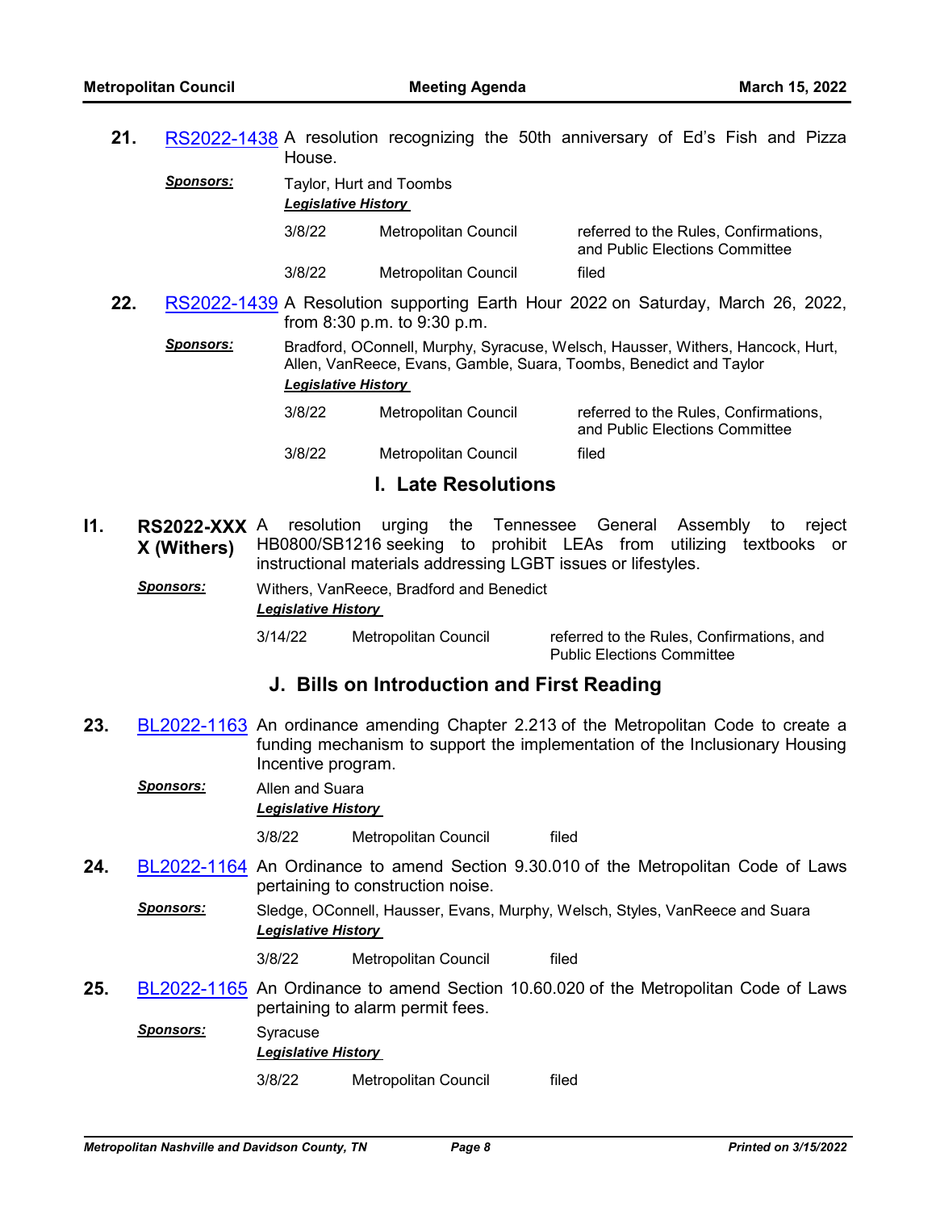**21.** RS2022-1438 A resolution recognizing the 50th anniversary of Ed's Fish and Pizza House.

***Sponsors:*** Taylor, Hurt and Toombs

***Legislative History***

| | | |
|---|---|---|
| 3/8/22 | Metropolitan Council | referred to the Rules, Confirmations, and Public Elections Committee |
| 3/8/22 | Metropolitan Council | filed |

**22.** RS2022-1439 A Resolution supporting Earth Hour 2022 on Saturday, March 26, 2022, from 8:30 p.m. to 9:30 p.m.

***Sponsors:*** Bradford, OConnell, Murphy, Syracuse, Welsch, Hausser, Withers, Hancock, Hurt, Allen, VanReece, Evans, Gamble, Suara, Toombs, Benedict and Taylor

***Legislative History***

| | | |
|---|---|---|
| 3/8/22 | Metropolitan Council | referred to the Rules, Confirmations, and Public Elections Committee |
| 3/8/22 | Metropolitan Council | filed |

## I. Late Resolutions

**I1.** **RS2022-XXXX (Withers)** A resolution urging the Tennessee General Assembly to reject HB0800/SB1216 seeking to prohibit LEAs from utilizing textbooks or instructional materials addressing LGBT issues or lifestyles.

***Sponsors:*** Withers, VanReece, Bradford and Benedict

***Legislative History***

| | | |
|---|---|---|
| 3/14/22 | Metropolitan Council | referred to the Rules, Confirmations, and Public Elections Committee |

## J. Bills on Introduction and First Reading

**23.** BL2022-1163 An ordinance amending Chapter 2.213 of the Metropolitan Code to create a funding mechanism to support the implementation of the Inclusionary Housing Incentive program.

***Sponsors:*** Allen and Suara

***Legislative History***

| | | |
|---|---|---|
| 3/8/22 | Metropolitan Council | filed |

**24.** BL2022-1164 An Ordinance to amend Section 9.30.010 of the Metropolitan Code of Laws pertaining to construction noise.

***Sponsors:*** Sledge, OConnell, Hausser, Evans, Murphy, Welsch, Styles, VanReece and Suara

***Legislative History***

| | | |
|---|---|---|
| 3/8/22 | Metropolitan Council | filed |

**25.** BL2022-1165 An Ordinance to amend Section 10.60.020 of the Metropolitan Code of Laws pertaining to alarm permit fees.

***Sponsors:*** Syracuse

***Legislative History***

| | | |
|---|---|---|
| 3/8/22 | Metropolitan Council | filed |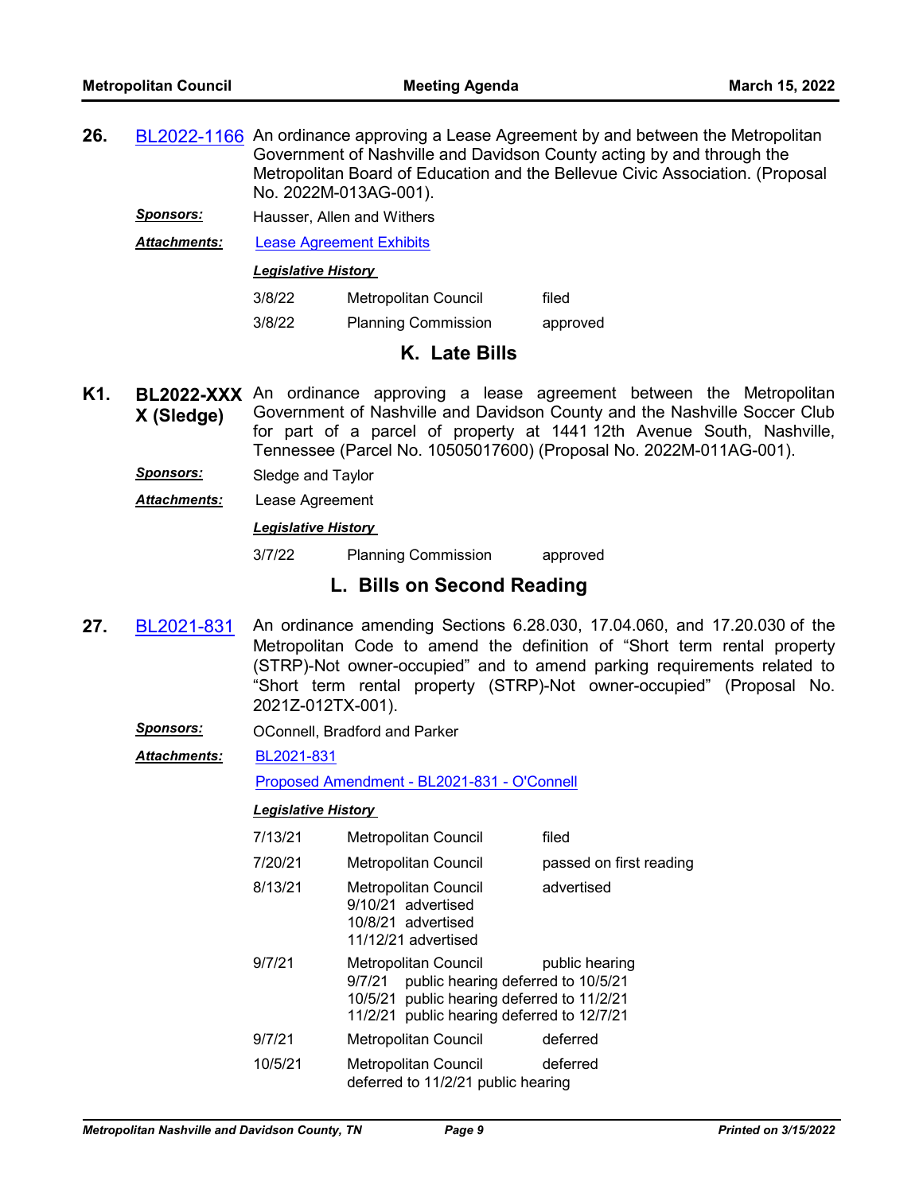**26.** BL2022-1166 An ordinance approving a Lease Agreement by and between the Metropolitan Government of Nashville and Davidson County acting by and through the Metropolitan Board of Education and the Bellevue Civic Association. (Proposal No. 2022M-013AG-001).

***Sponsors:*** Hausser, Allen and Withers

***Attachments:*** Lease Agreement Exhibits

***Legislative History***

| | | |
|---|---|---|
| 3/8/22 | Metropolitan Council | filed |
| 3/8/22 | Planning Commission | approved |

## K. Late Bills

**K1.** **BL2022-XXXX (Sledge)** An ordinance approving a lease agreement between the Metropolitan Government of Nashville and Davidson County and the Nashville Soccer Club for part of a parcel of property at 1441 12th Avenue South, Nashville, Tennessee (Parcel No. 10505017600) (Proposal No. 2022M-011AG-001).

***Sponsors:*** Sledge and Taylor

***Attachments:*** Lease Agreement

***Legislative History***

| | | |
|---|---|---|
| 3/7/22 | Planning Commission | approved |

## L. Bills on Second Reading

**27.** BL2021-831 An ordinance amending Sections 6.28.030, 17.04.060, and 17.20.030 of the Metropolitan Code to amend the definition of “Short term rental property (STRP)-Not owner-occupied” and to amend parking requirements related to “Short term rental property (STRP)-Not owner-occupied” (Proposal No. 2021Z-012TX-001).

***Sponsors:*** OConnell, Bradford and Parker

***Attachments:*** BL2021-831

Proposed Amendment - BL2021-831 - O'Connell

***Legislative History***

| | | |
|---|---|---|
| 7/13/21 | Metropolitan Council | filed |
| 7/20/21 | Metropolitan Council | passed on first reading |
| 8/13/21 | Metropolitan Council<br>9/10/21 advertised<br>10/8/21 advertised<br>11/12/21 advertised | advertised |
| 9/7/21 | Metropolitan Council<br>9/7/21 public hearing deferred to 10/5/21<br>10/5/21 public hearing deferred to 11/2/21<br>11/2/21 public hearing deferred to 12/7/21 | public hearing |
| 9/7/21 | Metropolitan Council | deferred |
| 10/5/21 | Metropolitan Council<br>deferred to 11/2/21 public hearing | deferred |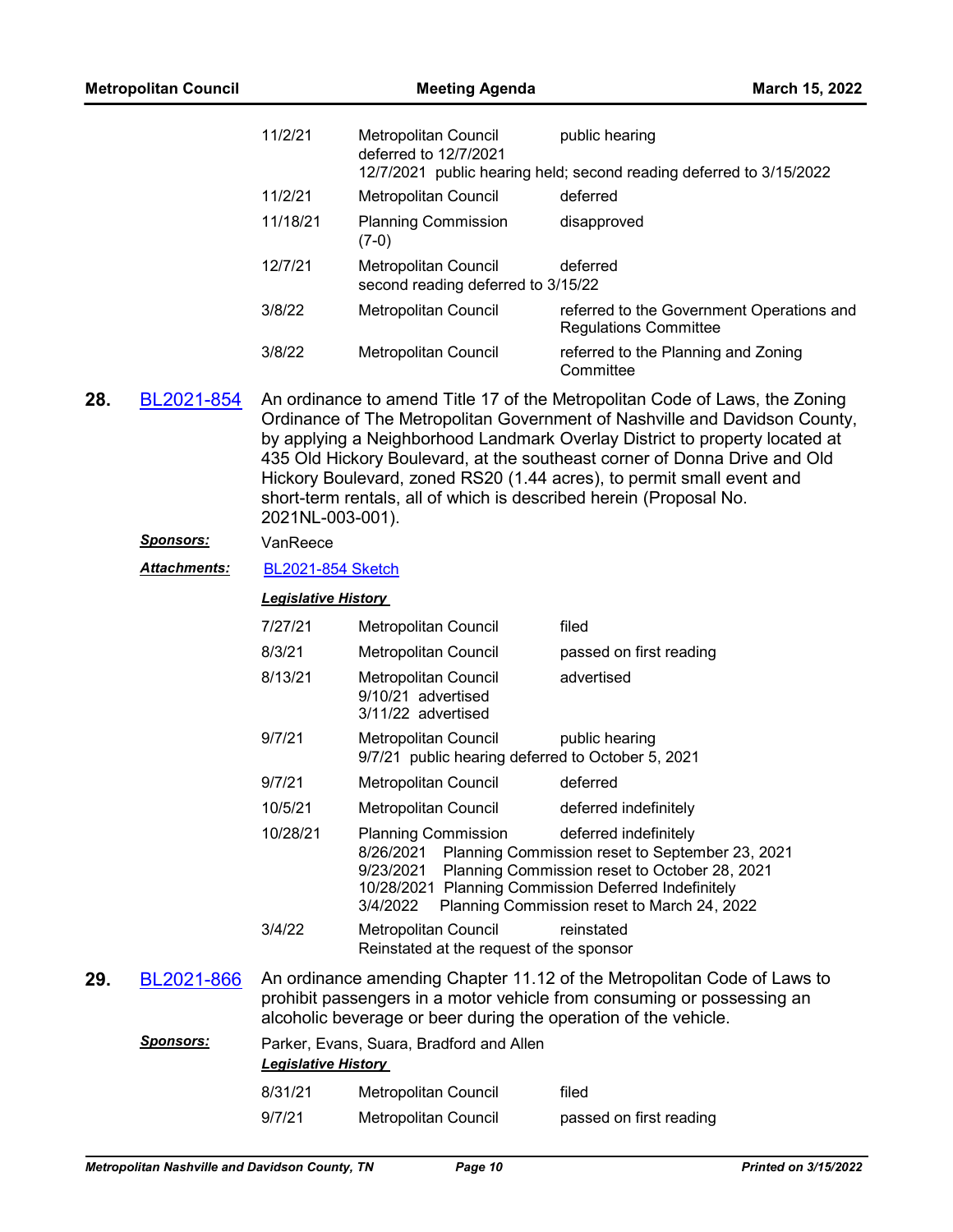| | | |
|---|---|---|
| 11/2/21 | Metropolitan Council<br>deferred to 12/7/2021<br>12/7/2021 public hearing held; second reading deferred to 3/15/2022 | public hearing |
| 11/2/21 | Metropolitan Council | deferred |
| 11/18/21 | Planning Commission (7-0) | disapproved |
| 12/7/21 | Metropolitan Council<br>second reading deferred to 3/15/22 | deferred |
| 3/8/22 | Metropolitan Council | referred to the Government Operations and Regulations Committee |
| 3/8/22 | Metropolitan Council | referred to the Planning and Zoning Committee |

**28. BL2021-854** An ordinance to amend Title 17 of the Metropolitan Code of Laws, the Zoning Ordinance of The Metropolitan Government of Nashville and Davidson County, by applying a Neighborhood Landmark Overlay District to property located at 435 Old Hickory Boulevard, at the southeast corner of Donna Drive and Old Hickory Boulevard, zoned RS20 (1.44 acres), to permit small event and short-term rentals, all of which is described herein (Proposal No. 2021NL-003-001).

***Sponsors:*** VanReece

***Attachments:*** BL2021-854 Sketch

***Legislative History***

| | | |
|---|---|---|
| 7/27/21 | Metropolitan Council | filed |
| 8/3/21 | Metropolitan Council | passed on first reading |
| 8/13/21 | Metropolitan Council<br>9/10/21 advertised<br>3/11/22 advertised | advertised |
| 9/7/21 | Metropolitan Council<br>9/7/21 public hearing deferred to October 5, 2021 | public hearing |
| 9/7/21 | Metropolitan Council | deferred |
| 10/5/21 | Metropolitan Council | deferred indefinitely |
| 10/28/21 | Planning Commission<br>8/26/2021 Planning Commission reset to September 23, 2021<br>9/23/2021 Planning Commission reset to October 28, 2021<br>10/28/2021 Planning Commission Deferred Indefinitely<br>3/4/2022 Planning Commission reset to March 24, 2022 | deferred indefinitely |
| 3/4/22 | Metropolitan Council<br>Reinstated at the request of the sponsor | reinstated |

**29. BL2021-866** An ordinance amending Chapter 11.12 of the Metropolitan Code of Laws to prohibit passengers in a motor vehicle from consuming or possessing an alcoholic beverage or beer during the operation of the vehicle.

***Sponsors:*** Parker, Evans, Suara, Bradford and Allen

***Legislative History***

| | | |
|---|---|---|
| 8/31/21 | Metropolitan Council | filed |
| 9/7/21 | Metropolitan Council | passed on first reading |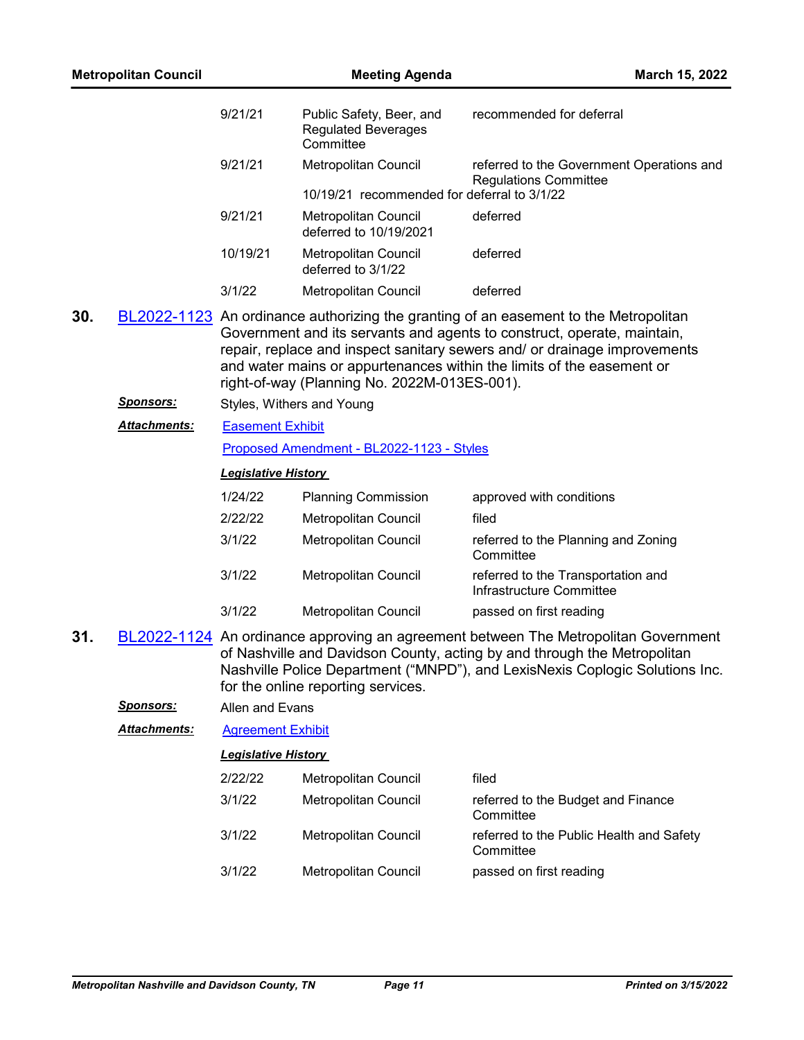| | | |
|---|---|---|
| 9/21/21 | Public Safety, Beer, and Regulated Beverages Committee | recommended for deferral |
| 9/21/21 | Metropolitan Council | referred to the Government Operations and Regulations Committee |
| | 10/19/21 recommended for deferral to 3/1/22 | |
| 9/21/21 | Metropolitan Council deferred to 10/19/2021 | deferred |
| 10/19/21 | Metropolitan Council deferred to 3/1/22 | deferred |
| 3/1/22 | Metropolitan Council | deferred |

**30.** BL2022-1123 An ordinance authorizing the granting of an easement to the Metropolitan Government and its servants and agents to construct, operate, maintain, repair, replace and inspect sanitary sewers and/ or drainage improvements and water mains or appurtenances within the limits of the easement or right-of-way (Planning No. 2022M-013ES-001).

***Sponsors:*** Styles, Withers and Young

***Attachments:*** Easement Exhibit

Proposed Amendment - BL2022-1123 - Styles

***Legislative History***

| | | |
|---|---|---|
| 1/24/22 | Planning Commission | approved with conditions |
| 2/22/22 | Metropolitan Council | filed |
| 3/1/22 | Metropolitan Council | referred to the Planning and Zoning Committee |
| 3/1/22 | Metropolitan Council | referred to the Transportation and Infrastructure Committee |
| 3/1/22 | Metropolitan Council | passed on first reading |

**31.** BL2022-1124 An ordinance approving an agreement between The Metropolitan Government of Nashville and Davidson County, acting by and through the Metropolitan Nashville Police Department ("MNPD"), and LexisNexis Coplogic Solutions Inc. for the online reporting services.

***Sponsors:*** Allen and Evans

***Attachments:*** Agreement Exhibit

***Legislative History***

| | | |
|---|---|---|
| 2/22/22 | Metropolitan Council | filed |
| 3/1/22 | Metropolitan Council | referred to the Budget and Finance Committee |
| 3/1/22 | Metropolitan Council | referred to the Public Health and Safety Committee |
| 3/1/22 | Metropolitan Council | passed on first reading |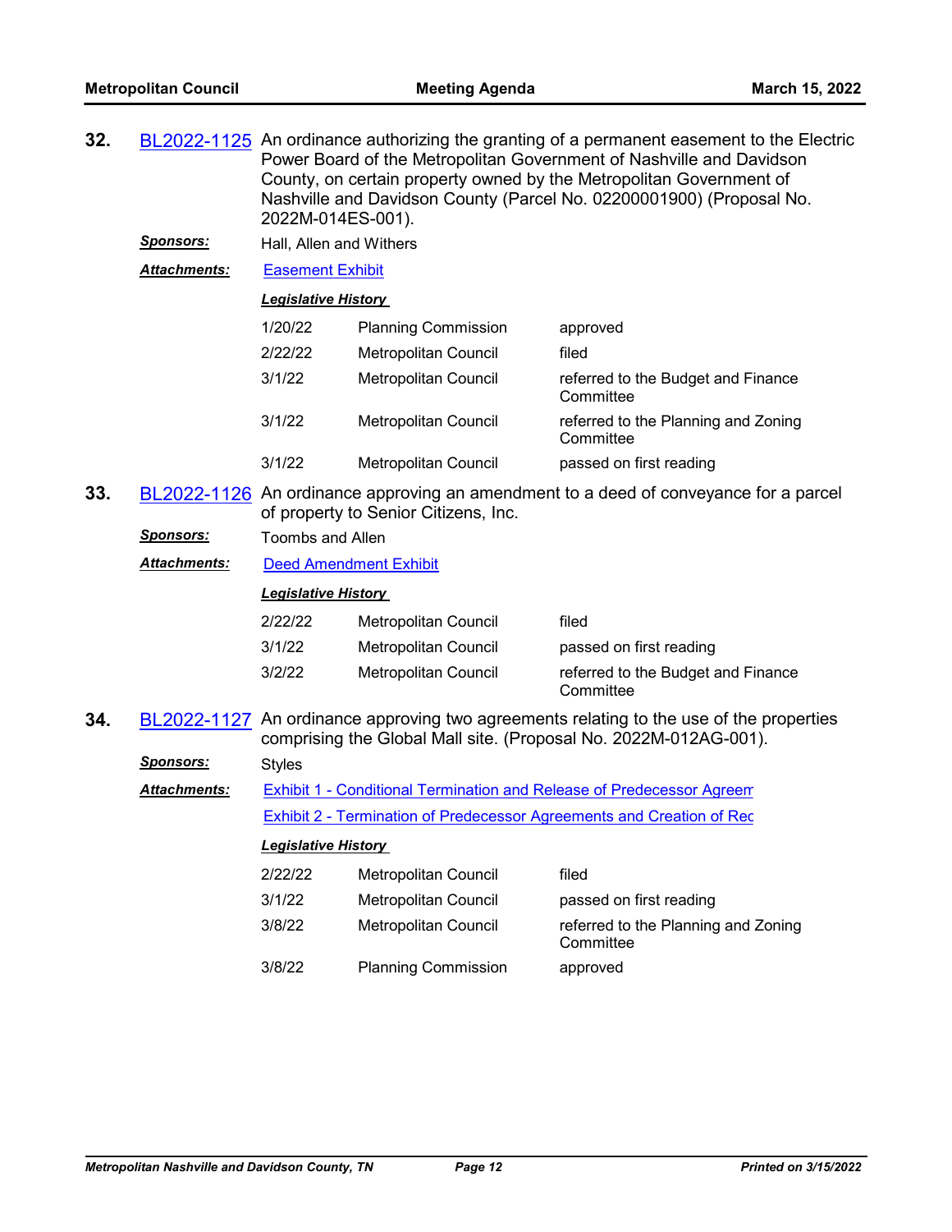**32.** BL2022-1125 An ordinance authorizing the granting of a permanent easement to the Electric Power Board of the Metropolitan Government of Nashville and Davidson County, on certain property owned by the Metropolitan Government of Nashville and Davidson County (Parcel No. 02200001900) (Proposal No. 2022M-014ES-001).

***Sponsors:*** Hall, Allen and Withers

***Attachments:*** Easement Exhibit

***Legislative History***

| | | |
|---|---|---|
| 1/20/22 | Planning Commission | approved |
| 2/22/22 | Metropolitan Council | filed |
| 3/1/22 | Metropolitan Council | referred to the Budget and Finance Committee |
| 3/1/22 | Metropolitan Council | referred to the Planning and Zoning Committee |
| 3/1/22 | Metropolitan Council | passed on first reading |

**33.** BL2022-1126 An ordinance approving an amendment to a deed of conveyance for a parcel of property to Senior Citizens, Inc.

***Sponsors:*** Toombs and Allen

***Attachments:*** Deed Amendment Exhibit

***Legislative History***

| | | |
|---|---|---|
| 2/22/22 | Metropolitan Council | filed |
| 3/1/22 | Metropolitan Council | passed on first reading |
| 3/2/22 | Metropolitan Council | referred to the Budget and Finance Committee |

**34.** BL2022-1127 An ordinance approving two agreements relating to the use of the properties comprising the Global Mall site. (Proposal No. 2022M-012AG-001).

***Sponsors:*** Styles

***Attachments:*** Exhibit 1 - Conditional Termination and Release of Predecessor Agreem
Exhibit 2 - Termination of Predecessor Agreements and Creation of Rec

***Legislative History***

| | | |
|---|---|---|
| 2/22/22 | Metropolitan Council | filed |
| 3/1/22 | Metropolitan Council | passed on first reading |
| 3/8/22 | Metropolitan Council | referred to the Planning and Zoning Committee |
| 3/8/22 | Planning Commission | approved |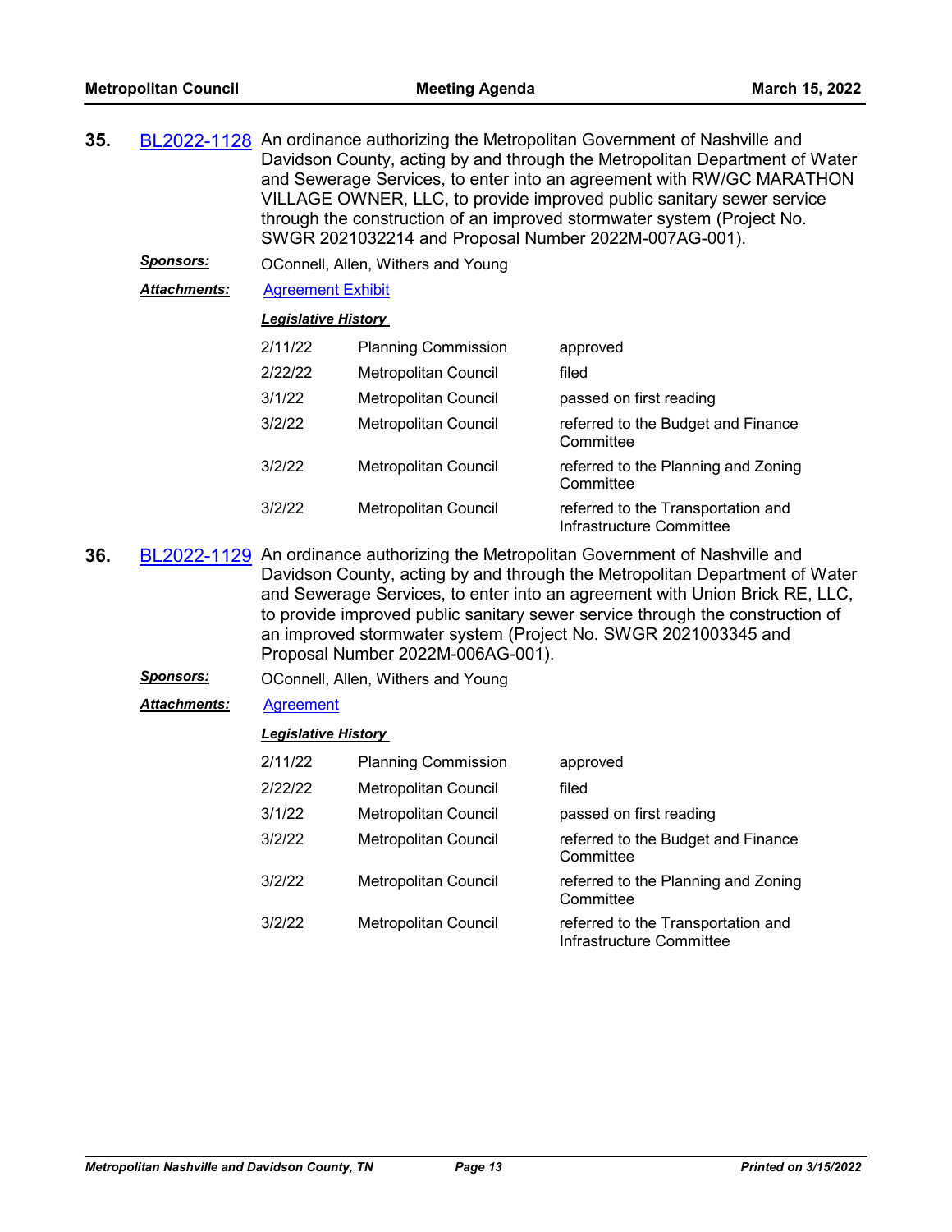**35.** BL2022-1128 An ordinance authorizing the Metropolitan Government of Nashville and Davidson County, acting by and through the Metropolitan Department of Water and Sewerage Services, to enter into an agreement with RW/GC MARATHON VILLAGE OWNER, LLC, to provide improved public sanitary sewer service through the construction of an improved stormwater system (Project No. SWGR 2021032214 and Proposal Number 2022M-007AG-001).

***Sponsors:*** OConnell, Allen, Withers and Young

***Attachments:*** Agreement Exhibit

***Legislative History***

| | | |
|---|---|---|
| 2/11/22 | Planning Commission | approved |
| 2/22/22 | Metropolitan Council | filed |
| 3/1/22 | Metropolitan Council | passed on first reading |
| 3/2/22 | Metropolitan Council | referred to the Budget and Finance Committee |
| 3/2/22 | Metropolitan Council | referred to the Planning and Zoning Committee |
| 3/2/22 | Metropolitan Council | referred to the Transportation and Infrastructure Committee |

**36.** BL2022-1129 An ordinance authorizing the Metropolitan Government of Nashville and Davidson County, acting by and through the Metropolitan Department of Water and Sewerage Services, to enter into an agreement with Union Brick RE, LLC, to provide improved public sanitary sewer service through the construction of an improved stormwater system (Project No. SWGR 2021003345 and Proposal Number 2022M-006AG-001).

***Sponsors:*** OConnell, Allen, Withers and Young

***Attachments:*** Agreement

***Legislative History***

| | | |
|---|---|---|
| 2/11/22 | Planning Commission | approved |
| 2/22/22 | Metropolitan Council | filed |
| 3/1/22 | Metropolitan Council | passed on first reading |
| 3/2/22 | Metropolitan Council | referred to the Budget and Finance Committee |
| 3/2/22 | Metropolitan Council | referred to the Planning and Zoning Committee |
| 3/2/22 | Metropolitan Council | referred to the Transportation and Infrastructure Committee |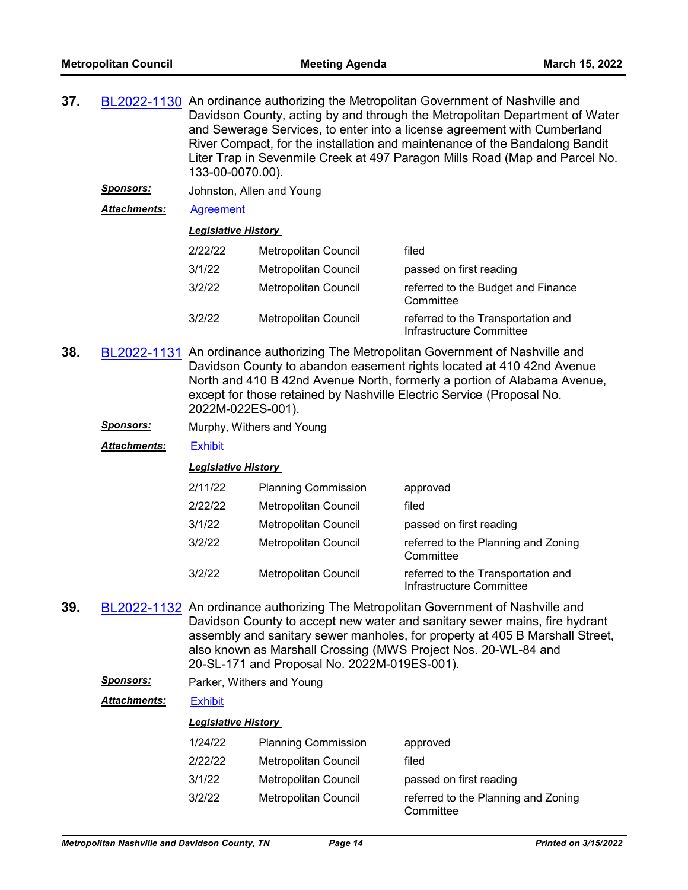**37.** BL2022-1130 An ordinance authorizing the Metropolitan Government of Nashville and Davidson County, acting by and through the Metropolitan Department of Water and Sewerage Services, to enter into a license agreement with Cumberland River Compact, for the installation and maintenance of the Bandalong Bandit Liter Trap in Sevenmile Creek at 497 Paragon Mills Road (Map and Parcel No. 133-00-0070.00).

***Sponsors:*** Johnston, Allen and Young

***Attachments:*** Agreement

***Legislative History***

| | | |
|---|---|---|
| 2/22/22 | Metropolitan Council | filed |
| 3/1/22 | Metropolitan Council | passed on first reading |
| 3/2/22 | Metropolitan Council | referred to the Budget and Finance Committee |
| 3/2/22 | Metropolitan Council | referred to the Transportation and Infrastructure Committee |

**38.** BL2022-1131 An ordinance authorizing The Metropolitan Government of Nashville and Davidson County to abandon easement rights located at 410 42nd Avenue North and 410 B 42nd Avenue North, formerly a portion of Alabama Avenue, except for those retained by Nashville Electric Service (Proposal No. 2022M-022ES-001).

***Sponsors:*** Murphy, Withers and Young

***Attachments:*** Exhibit

***Legislative History***

| | | |
|---|---|---|
| 2/11/22 | Planning Commission | approved |
| 2/22/22 | Metropolitan Council | filed |
| 3/1/22 | Metropolitan Council | passed on first reading |
| 3/2/22 | Metropolitan Council | referred to the Planning and Zoning Committee |
| 3/2/22 | Metropolitan Council | referred to the Transportation and Infrastructure Committee |

**39.** BL2022-1132 An ordinance authorizing The Metropolitan Government of Nashville and Davidson County to accept new water and sanitary sewer mains, fire hydrant assembly and sanitary sewer manholes, for property at 405 B Marshall Street, also known as Marshall Crossing (MWS Project Nos. 20-WL-84 and 20-SL-171 and Proposal No. 2022M-019ES-001).

***Sponsors:*** Parker, Withers and Young

***Attachments:*** Exhibit

***Legislative History***

| | | |
|---|---|---|
| 1/24/22 | Planning Commission | approved |
| 2/22/22 | Metropolitan Council | filed |
| 3/1/22 | Metropolitan Council | passed on first reading |
| 3/2/22 | Metropolitan Council | referred to the Planning and Zoning Committee |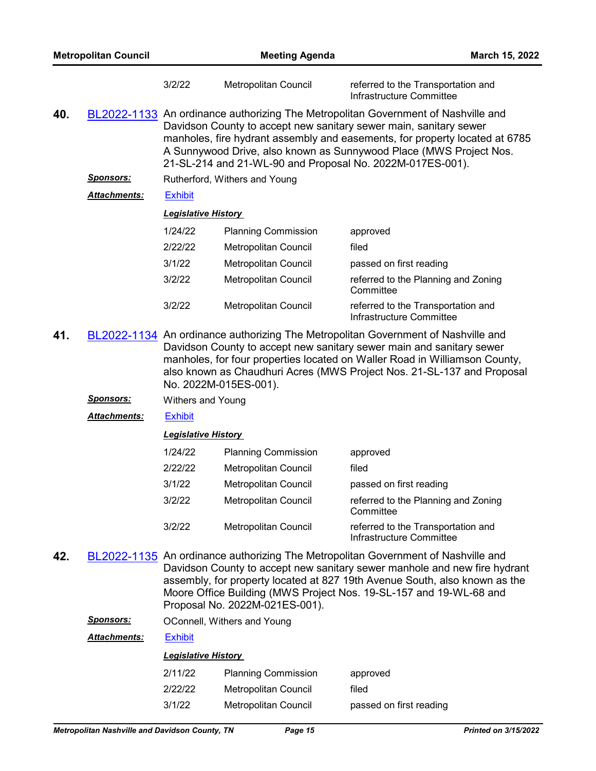| | | |
|---|---|---|
| 3/2/22 | Metropolitan Council | referred to the Transportation and Infrastructure Committee |

**40.** BL2022-1133 An ordinance authorizing The Metropolitan Government of Nashville and Davidson County to accept new sanitary sewer main, sanitary sewer manholes, fire hydrant assembly and easements, for property located at 6785 A Sunnywood Drive, also known as Sunnywood Place (MWS Project Nos. 21-SL-214 and 21-WL-90 and Proposal No. 2022M-017ES-001).

***Sponsors:*** Rutherford, Withers and Young

***Attachments:*** Exhibit

***Legislative History***

| Date | Body | Action |
|---|---|---|
| 1/24/22 | Planning Commission | approved |
| 2/22/22 | Metropolitan Council | filed |
| 3/1/22 | Metropolitan Council | passed on first reading |
| 3/2/22 | Metropolitan Council | referred to the Planning and Zoning Committee |
| 3/2/22 | Metropolitan Council | referred to the Transportation and Infrastructure Committee |

**41.** BL2022-1134 An ordinance authorizing The Metropolitan Government of Nashville and Davidson County to accept new sanitary sewer main and sanitary sewer manholes, for four properties located on Waller Road in Williamson County, also known as Chaudhuri Acres (MWS Project Nos. 21-SL-137 and Proposal No. 2022M-015ES-001).

***Sponsors:*** Withers and Young

***Attachments:*** Exhibit

***Legislative History***

| Date | Body | Action |
|---|---|---|
| 1/24/22 | Planning Commission | approved |
| 2/22/22 | Metropolitan Council | filed |
| 3/1/22 | Metropolitan Council | passed on first reading |
| 3/2/22 | Metropolitan Council | referred to the Planning and Zoning Committee |
| 3/2/22 | Metropolitan Council | referred to the Transportation and Infrastructure Committee |

**42.** BL2022-1135 An ordinance authorizing The Metropolitan Government of Nashville and Davidson County to accept new sanitary sewer manhole and new fire hydrant assembly, for property located at 827 19th Avenue South, also known as the Moore Office Building (MWS Project Nos. 19-SL-157 and 19-WL-68 and Proposal No. 2022M-021ES-001).

***Sponsors:*** OConnell, Withers and Young

***Attachments:*** Exhibit

***Legislative History***

| Date | Body | Action |
|---|---|---|
| 2/11/22 | Planning Commission | approved |
| 2/22/22 | Metropolitan Council | filed |
| 3/1/22 | Metropolitan Council | passed on first reading |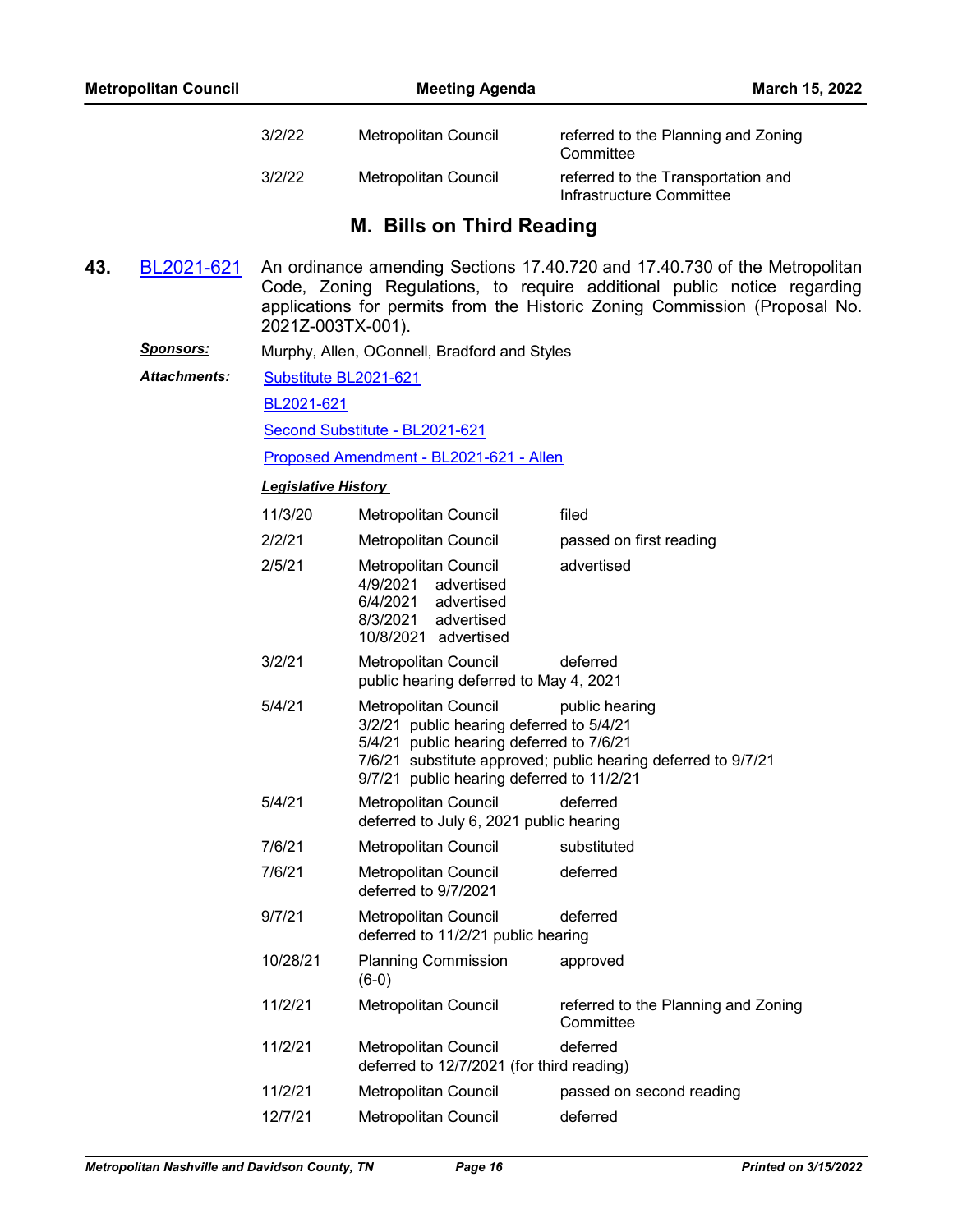| | | |
|---|---|---|
| 3/2/22 | Metropolitan Council | referred to the Planning and Zoning Committee |
| 3/2/22 | Metropolitan Council | referred to the Transportation and Infrastructure Committee |

## M. Bills on Third Reading

**43.** BL2021-621 An ordinance amending Sections 17.40.720 and 17.40.730 of the Metropolitan Code, Zoning Regulations, to require additional public notice regarding applications for permits from the Historic Zoning Commission (Proposal No. 2021Z-003TX-001).

***Sponsors:*** Murphy, Allen, OConnell, Bradford and Styles

***Attachments:*** Substitute BL2021-621

BL2021-621

Second Substitute - BL2021-621

Proposed Amendment - BL2021-621 - Allen

***Legislative History***

| | | |
|---|---|---|
| 11/3/20 | Metropolitan Council | filed |
| 2/2/21 | Metropolitan Council | passed on first reading |
| 2/5/21 | Metropolitan Council<br>4/9/2021 advertised<br>6/4/2021 advertised<br>8/3/2021 advertised<br>10/8/2021 advertised | advertised |
| 3/2/21 | Metropolitan Council<br>public hearing deferred to May 4, 2021 | deferred |
| 5/4/21 | Metropolitan Council<br>3/2/21 public hearing deferred to 5/4/21<br>5/4/21 public hearing deferred to 7/6/21<br>7/6/21 substitute approved; public hearing deferred to 9/7/21<br>9/7/21 public hearing deferred to 11/2/21 | public hearing |
| 5/4/21 | Metropolitan Council<br>deferred to July 6, 2021 public hearing | deferred |
| 7/6/21 | Metropolitan Council | substituted |
| 7/6/21 | Metropolitan Council<br>deferred to 9/7/2021 | deferred |
| 9/7/21 | Metropolitan Council<br>deferred to 11/2/21 public hearing | deferred |
| 10/28/21 | Planning Commission<br>(6-0) | approved |
| 11/2/21 | Metropolitan Council | referred to the Planning and Zoning Committee |
| 11/2/21 | Metropolitan Council<br>deferred to 12/7/2021 (for third reading) | deferred |
| 11/2/21 | Metropolitan Council | passed on second reading |
| 12/7/21 | Metropolitan Council | deferred |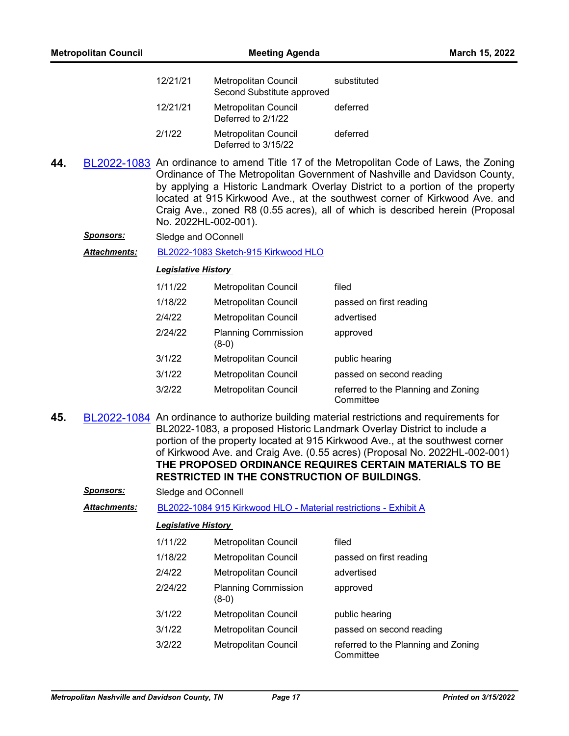| | | |
|---|---|---|
| 12/21/21 | Metropolitan Council Second Substitute approved | substituted |
| 12/21/21 | Metropolitan Council Deferred to 2/1/22 | deferred |
| 2/1/22 | Metropolitan Council Deferred to 3/15/22 | deferred |

**44.** BL2022-1083 An ordinance to amend Title 17 of the Metropolitan Code of Laws, the Zoning Ordinance of The Metropolitan Government of Nashville and Davidson County, by applying a Historic Landmark Overlay District to a portion of the property located at 915 Kirkwood Ave., at the southwest corner of Kirkwood Ave. and Craig Ave., zoned R8 (0.55 acres), all of which is described herein (Proposal No. 2022HL-002-001).

***Sponsors:*** Sledge and OConnell

***Attachments:*** BL2022-1083 Sketch-915 Kirkwood HLO

***Legislative History***

| | | |
|---|---|---|
| 1/11/22 | Metropolitan Council | filed |
| 1/18/22 | Metropolitan Council | passed on first reading |
| 2/4/22 | Metropolitan Council | advertised |
| 2/24/22 | Planning Commission (8-0) | approved |
| 3/1/22 | Metropolitan Council | public hearing |
| 3/1/22 | Metropolitan Council | passed on second reading |
| 3/2/22 | Metropolitan Council | referred to the Planning and Zoning Committee |

**45.** BL2022-1084 An ordinance to authorize building material restrictions and requirements for BL2022-1083, a proposed Historic Landmark Overlay District to include a portion of the property located at 915 Kirkwood Ave., at the southwest corner of Kirkwood Ave. and Craig Ave. (0.55 acres) (Proposal No. 2022HL-002-001) **THE PROPOSED ORDINANCE REQUIRES CERTAIN MATERIALS TO BE RESTRICTED IN THE CONSTRUCTION OF BUILDINGS.**

***Sponsors:*** Sledge and OConnell

***Attachments:*** BL2022-1084 915 Kirkwood HLO - Material restrictions - Exhibit A

***Legislative History***

| | | |
|---|---|---|
| 1/11/22 | Metropolitan Council | filed |
| 1/18/22 | Metropolitan Council | passed on first reading |
| 2/4/22 | Metropolitan Council | advertised |
| 2/24/22 | Planning Commission (8-0) | approved |
| 3/1/22 | Metropolitan Council | public hearing |
| 3/1/22 | Metropolitan Council | passed on second reading |
| 3/2/22 | Metropolitan Council | referred to the Planning and Zoning Committee |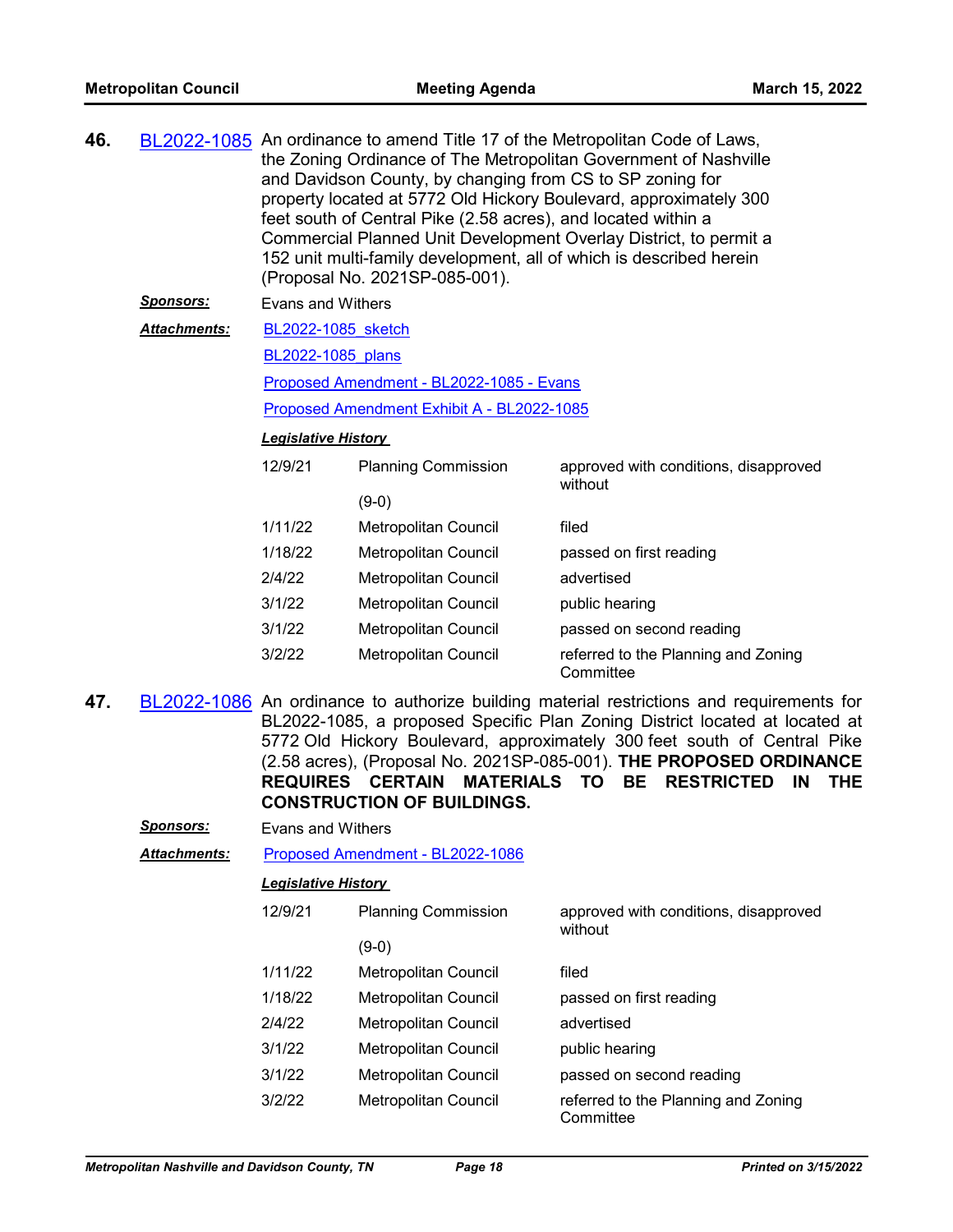**46.** BL2022-1085 An ordinance to amend Title 17 of the Metropolitan Code of Laws, the Zoning Ordinance of The Metropolitan Government of Nashville and Davidson County, by changing from CS to SP zoning for property located at 5772 Old Hickory Boulevard, approximately 300 feet south of Central Pike (2.58 acres), and located within a Commercial Planned Unit Development Overlay District, to permit a 152 unit multi-family development, all of which is described herein (Proposal No. 2021SP-085-001).

***Sponsors:*** Evans and Withers

***Attachments:*** BL2022-1085_sketch

BL2022-1085_plans

Proposed Amendment - BL2022-1085 - Evans

Proposed Amendment Exhibit A - BL2022-1085

***Legislative History***

| Date | Body | Action |
|---|---|---|
| 12/9/21 | Planning Commission (9-0) | approved with conditions, disapproved without |
| 1/11/22 | Metropolitan Council | filed |
| 1/18/22 | Metropolitan Council | passed on first reading |
| 2/4/22 | Metropolitan Council | advertised |
| 3/1/22 | Metropolitan Council | public hearing |
| 3/1/22 | Metropolitan Council | passed on second reading |
| 3/2/22 | Metropolitan Council | referred to the Planning and Zoning Committee |

**47.** BL2022-1086 An ordinance to authorize building material restrictions and requirements for BL2022-1085, a proposed Specific Plan Zoning District located at located at 5772 Old Hickory Boulevard, approximately 300 feet south of Central Pike (2.58 acres), (Proposal No. 2021SP-085-001). **THE PROPOSED ORDINANCE REQUIRES CERTAIN MATERIALS TO BE RESTRICTED IN THE CONSTRUCTION OF BUILDINGS.**

***Sponsors:*** Evans and Withers

***Attachments:*** Proposed Amendment - BL2022-1086

***Legislative History***

| Date | Body | Action |
|---|---|---|
| 12/9/21 | Planning Commission (9-0) | approved with conditions, disapproved without |
| 1/11/22 | Metropolitan Council | filed |
| 1/18/22 | Metropolitan Council | passed on first reading |
| 2/4/22 | Metropolitan Council | advertised |
| 3/1/22 | Metropolitan Council | public hearing |
| 3/1/22 | Metropolitan Council | passed on second reading |
| 3/2/22 | Metropolitan Council | referred to the Planning and Zoning Committee |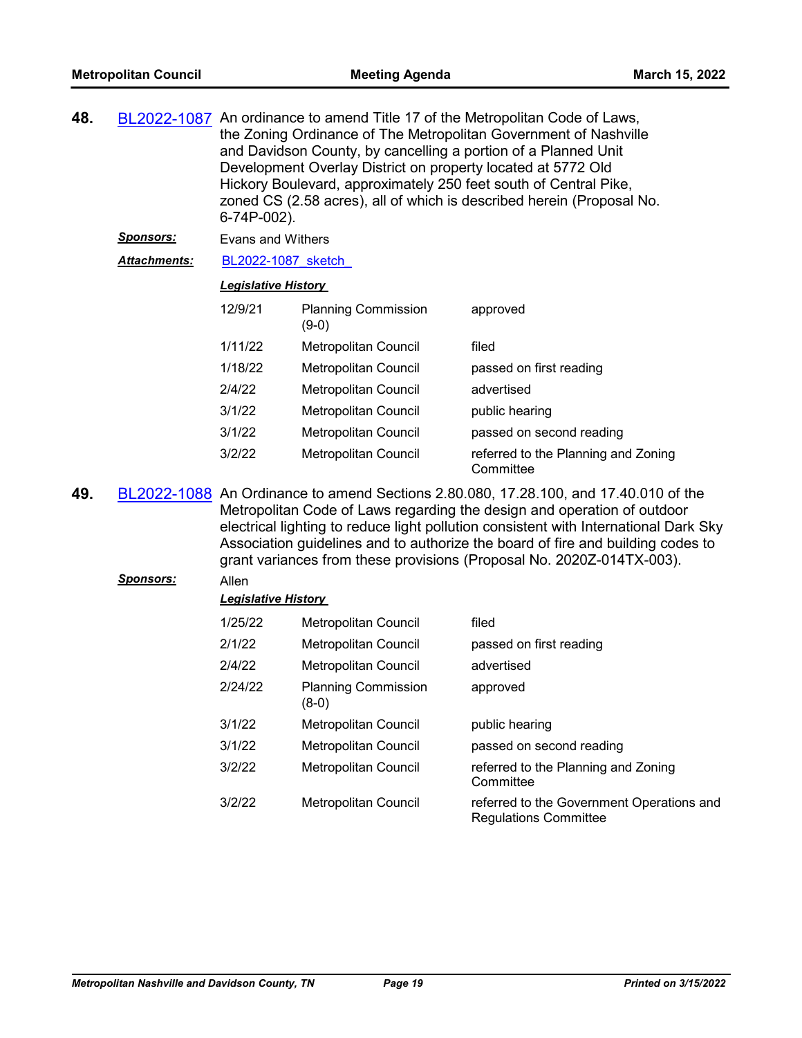**48.** BL2022-1087 An ordinance to amend Title 17 of the Metropolitan Code of Laws, the Zoning Ordinance of The Metropolitan Government of Nashville and Davidson County, by cancelling a portion of a Planned Unit Development Overlay District on property located at 5772 Old Hickory Boulevard, approximately 250 feet south of Central Pike, zoned CS (2.58 acres), all of which is described herein (Proposal No. 6-74P-002).

***Sponsors:*** Evans and Withers

***Attachments:*** BL2022-1087_sketch_

***Legislative History***

| | | |
|---|---|---|
| 12/9/21 | Planning Commission (9-0) | approved |
| 1/11/22 | Metropolitan Council | filed |
| 1/18/22 | Metropolitan Council | passed on first reading |
| 2/4/22 | Metropolitan Council | advertised |
| 3/1/22 | Metropolitan Council | public hearing |
| 3/1/22 | Metropolitan Council | passed on second reading |
| 3/2/22 | Metropolitan Council | referred to the Planning and Zoning Committee |

**49.** BL2022-1088 An Ordinance to amend Sections 2.80.080, 17.28.100, and 17.40.010 of the Metropolitan Code of Laws regarding the design and operation of outdoor electrical lighting to reduce light pollution consistent with International Dark Sky Association guidelines and to authorize the board of fire and building codes to grant variances from these provisions (Proposal No. 2020Z-014TX-003).

***Sponsors:*** Allen

***Legislative History***

| | | |
|---|---|---|
| 1/25/22 | Metropolitan Council | filed |
| 2/1/22 | Metropolitan Council | passed on first reading |
| 2/4/22 | Metropolitan Council | advertised |
| 2/24/22 | Planning Commission (8-0) | approved |
| 3/1/22 | Metropolitan Council | public hearing |
| 3/1/22 | Metropolitan Council | passed on second reading |
| 3/2/22 | Metropolitan Council | referred to the Planning and Zoning Committee |
| 3/2/22 | Metropolitan Council | referred to the Government Operations and Regulations Committee |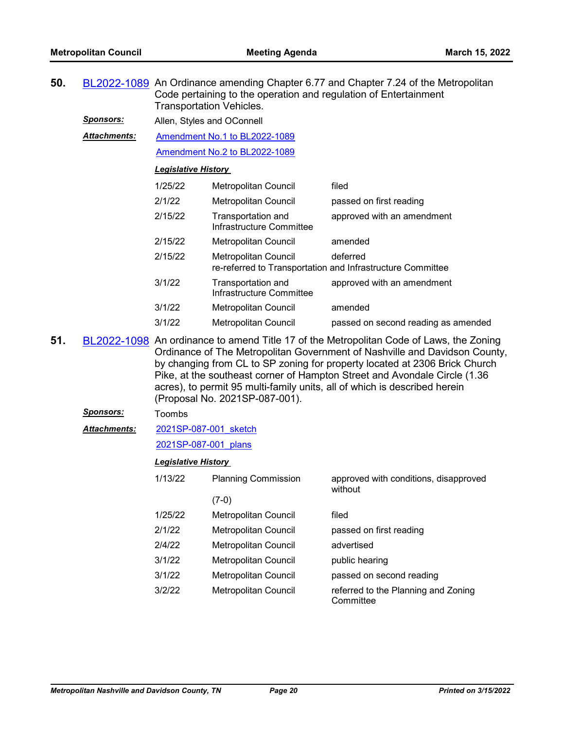**50.** BL2022-1089 An Ordinance amending Chapter 6.77 and Chapter 7.24 of the Metropolitan Code pertaining to the operation and regulation of Entertainment Transportation Vehicles.

***Sponsors:*** Allen, Styles and OConnell

***Attachments:*** Amendment No.1 to BL2022-1089

Amendment No.2 to BL2022-1089

***Legislative History***

| | | |
|---|---|---|
| 1/25/22 | Metropolitan Council | filed |
| 2/1/22 | Metropolitan Council | passed on first reading |
| 2/15/22 | Transportation and Infrastructure Committee | approved with an amendment |
| 2/15/22 | Metropolitan Council | amended |
| 2/15/22 | Metropolitan Council | deferred re-referred to Transportation and Infrastructure Committee |
| 3/1/22 | Transportation and Infrastructure Committee | approved with an amendment |
| 3/1/22 | Metropolitan Council | amended |
| 3/1/22 | Metropolitan Council | passed on second reading as amended |

**51.** BL2022-1098 An ordinance to amend Title 17 of the Metropolitan Code of Laws, the Zoning Ordinance of The Metropolitan Government of Nashville and Davidson County, by changing from CL to SP zoning for property located at 2306 Brick Church Pike, at the southeast corner of Hampton Street and Avondale Circle (1.36 acres), to permit 95 multi-family units, all of which is described herein (Proposal No. 2021SP-087-001).

***Sponsors:*** Toombs

***Attachments:*** 2021SP-087-001_sketch

2021SP-087-001_plans

***Legislative History***

| | | |
|---|---|---|
| 1/13/22 | Planning Commission (7-0) | approved with conditions, disapproved without |
| 1/25/22 | Metropolitan Council | filed |
| 2/1/22 | Metropolitan Council | passed on first reading |
| 2/4/22 | Metropolitan Council | advertised |
| 3/1/22 | Metropolitan Council | public hearing |
| 3/1/22 | Metropolitan Council | passed on second reading |
| 3/2/22 | Metropolitan Council | referred to the Planning and Zoning Committee |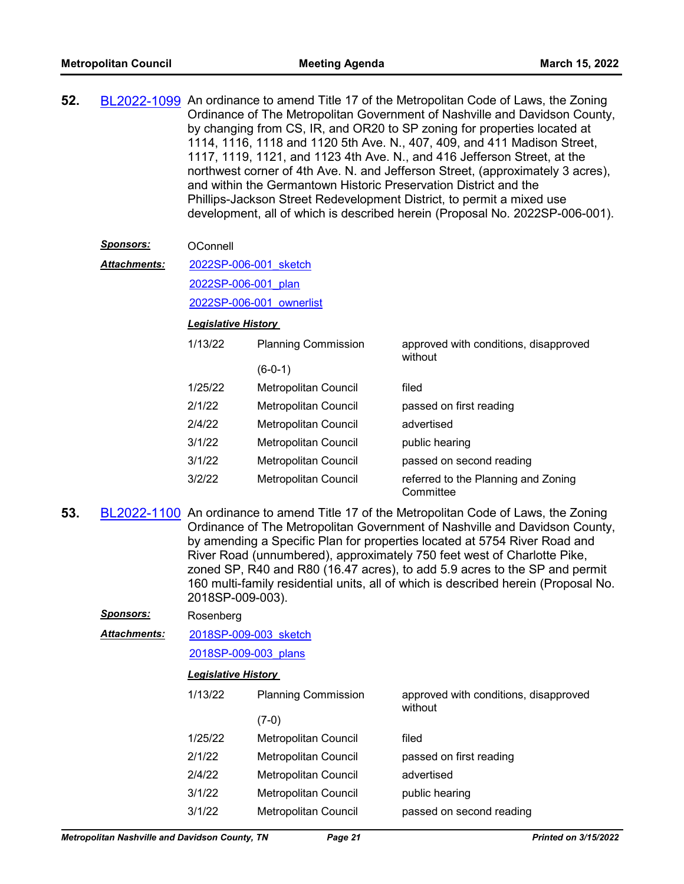**52.** BL2022-1099 An ordinance to amend Title 17 of the Metropolitan Code of Laws, the Zoning Ordinance of The Metropolitan Government of Nashville and Davidson County, by changing from CS, IR, and OR20 to SP zoning for properties located at 1114, 1116, 1118 and 1120 5th Ave. N., 407, 409, and 411 Madison Street, 1117, 1119, 1121, and 1123 4th Ave. N., and 416 Jefferson Street, at the northwest corner of 4th Ave. N. and Jefferson Street, (approximately 3 acres), and within the Germantown Historic Preservation District and the Phillips-Jackson Street Redevelopment District, to permit a mixed use development, all of which is described herein (Proposal No. 2022SP-006-001).

***Sponsors:*** OConnell

***Attachments:*** 2022SP-006-001_sketch

2022SP-006-001_plan

2022SP-006-001_ownerlist

***Legislative History***

| Date | Body | Action |
|---|---|---|
| 1/13/22 | Planning Commission (6-0-1) | approved with conditions, disapproved without |
| 1/25/22 | Metropolitan Council | filed |
| 2/1/22 | Metropolitan Council | passed on first reading |
| 2/4/22 | Metropolitan Council | advertised |
| 3/1/22 | Metropolitan Council | public hearing |
| 3/1/22 | Metropolitan Council | passed on second reading |
| 3/2/22 | Metropolitan Council | referred to the Planning and Zoning Committee |

**53.** BL2022-1100 An ordinance to amend Title 17 of the Metropolitan Code of Laws, the Zoning Ordinance of The Metropolitan Government of Nashville and Davidson County, by amending a Specific Plan for properties located at 5754 River Road and River Road (unnumbered), approximately 750 feet west of Charlotte Pike, zoned SP, R40 and R80 (16.47 acres), to add 5.9 acres to the SP and permit 160 multi-family residential units, all of which is described herein (Proposal No. 2018SP-009-003).

***Sponsors:*** Rosenberg

***Attachments:*** 2018SP-009-003_sketch

2018SP-009-003_plans

***Legislative History***

| Date | Body | Action |
|---|---|---|
| 1/13/22 | Planning Commission (7-0) | approved with conditions, disapproved without |
| 1/25/22 | Metropolitan Council | filed |
| 2/1/22 | Metropolitan Council | passed on first reading |
| 2/4/22 | Metropolitan Council | advertised |
| 3/1/22 | Metropolitan Council | public hearing |
| 3/1/22 | Metropolitan Council | passed on second reading |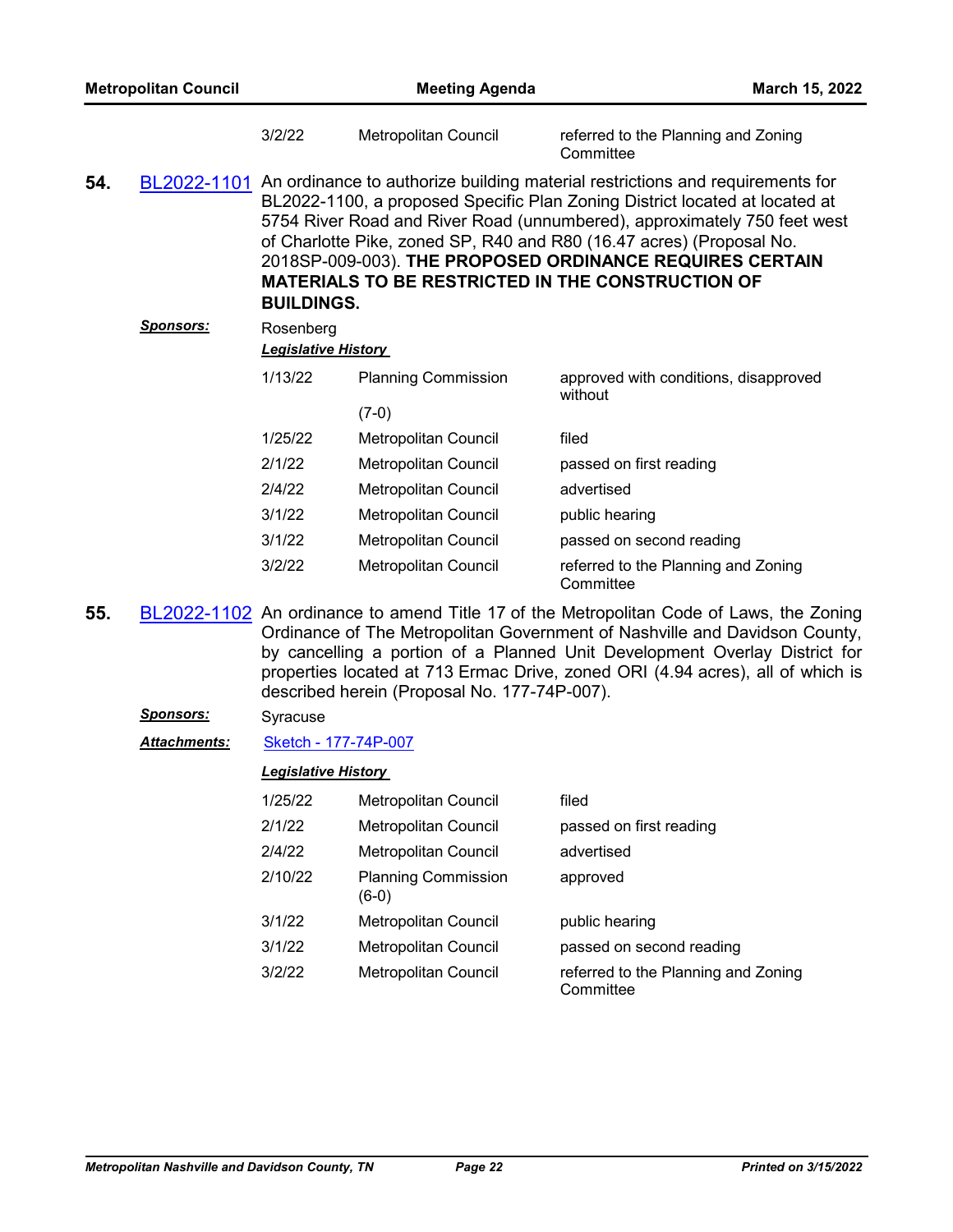| | | |
|---|---|---|
| 3/2/22 | Metropolitan Council | referred to the Planning and Zoning Committee |

**54.** BL2022-1101 An ordinance to authorize building material restrictions and requirements for BL2022-1100, a proposed Specific Plan Zoning District located at located at 5754 River Road and River Road (unnumbered), approximately 750 feet west of Charlotte Pike, zoned SP, R40 and R80 (16.47 acres) (Proposal No. 2018SP-009-003). **THE PROPOSED ORDINANCE REQUIRES CERTAIN MATERIALS TO BE RESTRICTED IN THE CONSTRUCTION OF BUILDINGS.**

***Sponsors:*** Rosenberg

***Legislative History***

| Date | Body | Action |
|---|---|---|
| 1/13/22 | Planning Commission (7-0) | approved with conditions, disapproved without |
| 1/25/22 | Metropolitan Council | filed |
| 2/1/22 | Metropolitan Council | passed on first reading |
| 2/4/22 | Metropolitan Council | advertised |
| 3/1/22 | Metropolitan Council | public hearing |
| 3/1/22 | Metropolitan Council | passed on second reading |
| 3/2/22 | Metropolitan Council | referred to the Planning and Zoning Committee |

**55.** BL2022-1102 An ordinance to amend Title 17 of the Metropolitan Code of Laws, the Zoning Ordinance of The Metropolitan Government of Nashville and Davidson County, by cancelling a portion of a Planned Unit Development Overlay District for properties located at 713 Ermac Drive, zoned ORI (4.94 acres), all of which is described herein (Proposal No. 177-74P-007).

***Sponsors:*** Syracuse

***Attachments:*** Sketch - 177-74P-007

***Legislative History***

| Date | Body | Action |
|---|---|---|
| 1/25/22 | Metropolitan Council | filed |
| 2/1/22 | Metropolitan Council | passed on first reading |
| 2/4/22 | Metropolitan Council | advertised |
| 2/10/22 | Planning Commission (6-0) | approved |
| 3/1/22 | Metropolitan Council | public hearing |
| 3/1/22 | Metropolitan Council | passed on second reading |
| 3/2/22 | Metropolitan Council | referred to the Planning and Zoning Committee |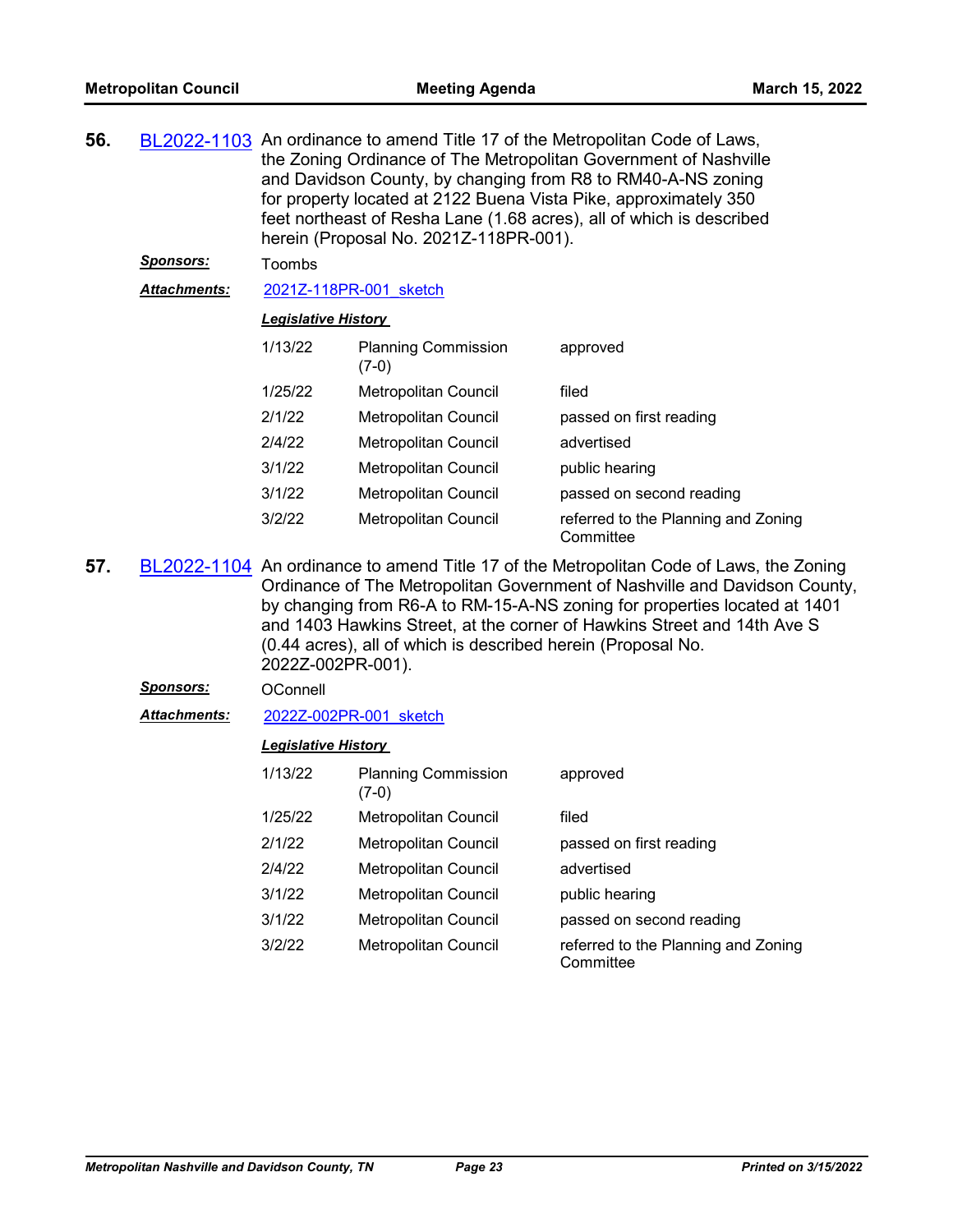**56.** BL2022-1103 An ordinance to amend Title 17 of the Metropolitan Code of Laws, the Zoning Ordinance of The Metropolitan Government of Nashville and Davidson County, by changing from R8 to RM40-A-NS zoning for property located at 2122 Buena Vista Pike, approximately 350 feet northeast of Resha Lane (1.68 acres), all of which is described herein (Proposal No. 2021Z-118PR-001).

***Sponsors:*** Toombs

***Attachments:*** 2021Z-118PR-001_sketch

***Legislative History***

| | | |
|---|---|---|
| 1/13/22 | Planning Commission (7-0) | approved |
| 1/25/22 | Metropolitan Council | filed |
| 2/1/22 | Metropolitan Council | passed on first reading |
| 2/4/22 | Metropolitan Council | advertised |
| 3/1/22 | Metropolitan Council | public hearing |
| 3/1/22 | Metropolitan Council | passed on second reading |
| 3/2/22 | Metropolitan Council | referred to the Planning and Zoning Committee |

**57.** BL2022-1104 An ordinance to amend Title 17 of the Metropolitan Code of Laws, the Zoning Ordinance of The Metropolitan Government of Nashville and Davidson County, by changing from R6-A to RM-15-A-NS zoning for properties located at 1401 and 1403 Hawkins Street, at the corner of Hawkins Street and 14th Ave S (0.44 acres), all of which is described herein (Proposal No. 2022Z-002PR-001).

***Sponsors:*** OConnell

***Attachments:*** 2022Z-002PR-001_sketch

***Legislative History***

| | | |
|---|---|---|
| 1/13/22 | Planning Commission (7-0) | approved |
| 1/25/22 | Metropolitan Council | filed |
| 2/1/22 | Metropolitan Council | passed on first reading |
| 2/4/22 | Metropolitan Council | advertised |
| 3/1/22 | Metropolitan Council | public hearing |
| 3/1/22 | Metropolitan Council | passed on second reading |
| 3/2/22 | Metropolitan Council | referred to the Planning and Zoning Committee |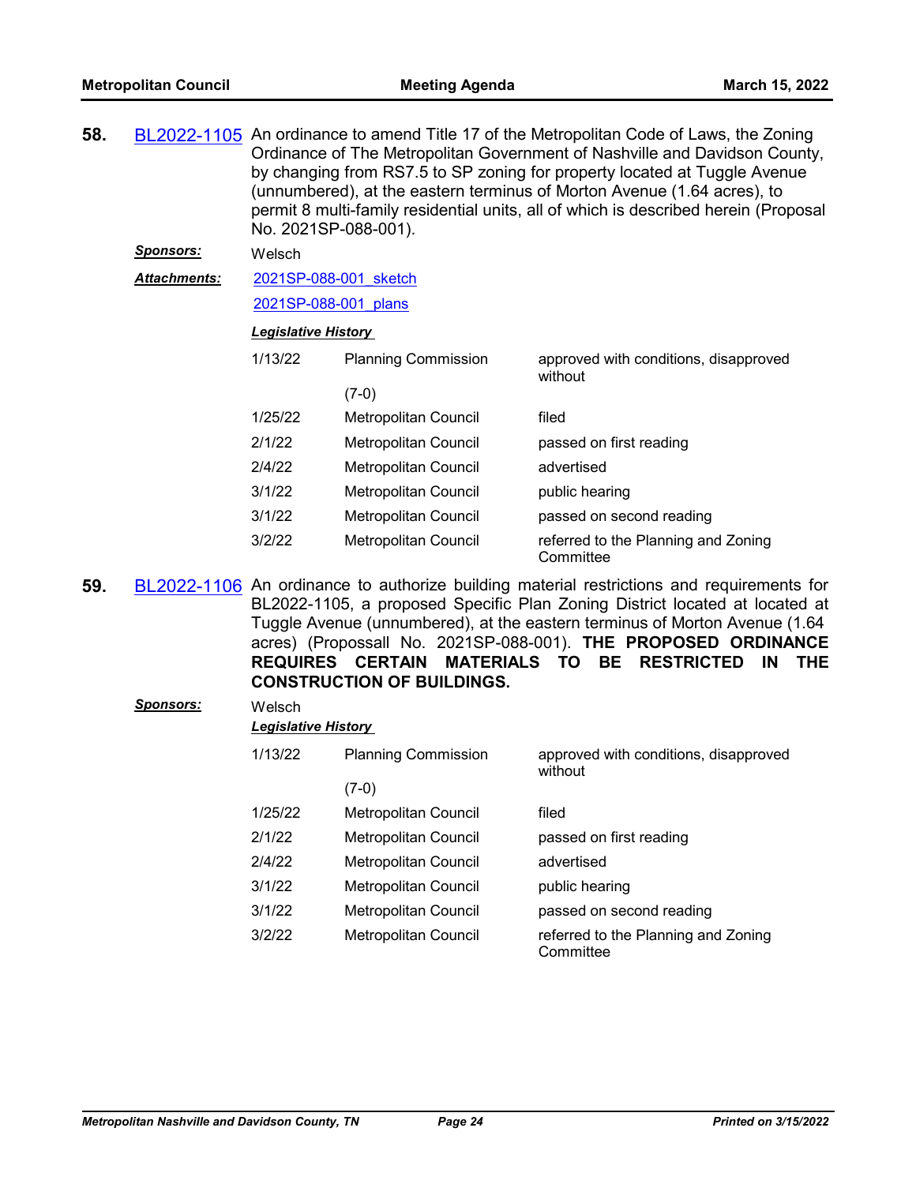**58.** BL2022-1105 An ordinance to amend Title 17 of the Metropolitan Code of Laws, the Zoning Ordinance of The Metropolitan Government of Nashville and Davidson County, by changing from RS7.5 to SP zoning for property located at Tuggle Avenue (unnumbered), at the eastern terminus of Morton Avenue (1.64 acres), to permit 8 multi-family residential units, all of which is described herein (Proposal No. 2021SP-088-001).

***Sponsors:*** Welsch

***Attachments:*** 2021SP-088-001_sketch

2021SP-088-001_plans

***Legislative History***

| | | |
|---|---|---|
| 1/13/22 | Planning Commission (7-0) | approved with conditions, disapproved without |
| 1/25/22 | Metropolitan Council | filed |
| 2/1/22 | Metropolitan Council | passed on first reading |
| 2/4/22 | Metropolitan Council | advertised |
| 3/1/22 | Metropolitan Council | public hearing |
| 3/1/22 | Metropolitan Council | passed on second reading |
| 3/2/22 | Metropolitan Council | referred to the Planning and Zoning Committee |

**59.** BL2022-1106 An ordinance to authorize building material restrictions and requirements for BL2022-1105, a proposed Specific Plan Zoning District located at located at Tuggle Avenue (unnumbered), at the eastern terminus of Morton Avenue (1.64 acres) (Propossall No. 2021SP-088-001). **THE PROPOSED ORDINANCE REQUIRES CERTAIN MATERIALS TO BE RESTRICTED IN THE CONSTRUCTION OF BUILDINGS.**

***Sponsors:*** Welsch

***Legislative History***

| | | |
|---|---|---|
| 1/13/22 | Planning Commission (7-0) | approved with conditions, disapproved without |
| 1/25/22 | Metropolitan Council | filed |
| 2/1/22 | Metropolitan Council | passed on first reading |
| 2/4/22 | Metropolitan Council | advertised |
| 3/1/22 | Metropolitan Council | public hearing |
| 3/1/22 | Metropolitan Council | passed on second reading |
| 3/2/22 | Metropolitan Council | referred to the Planning and Zoning Committee |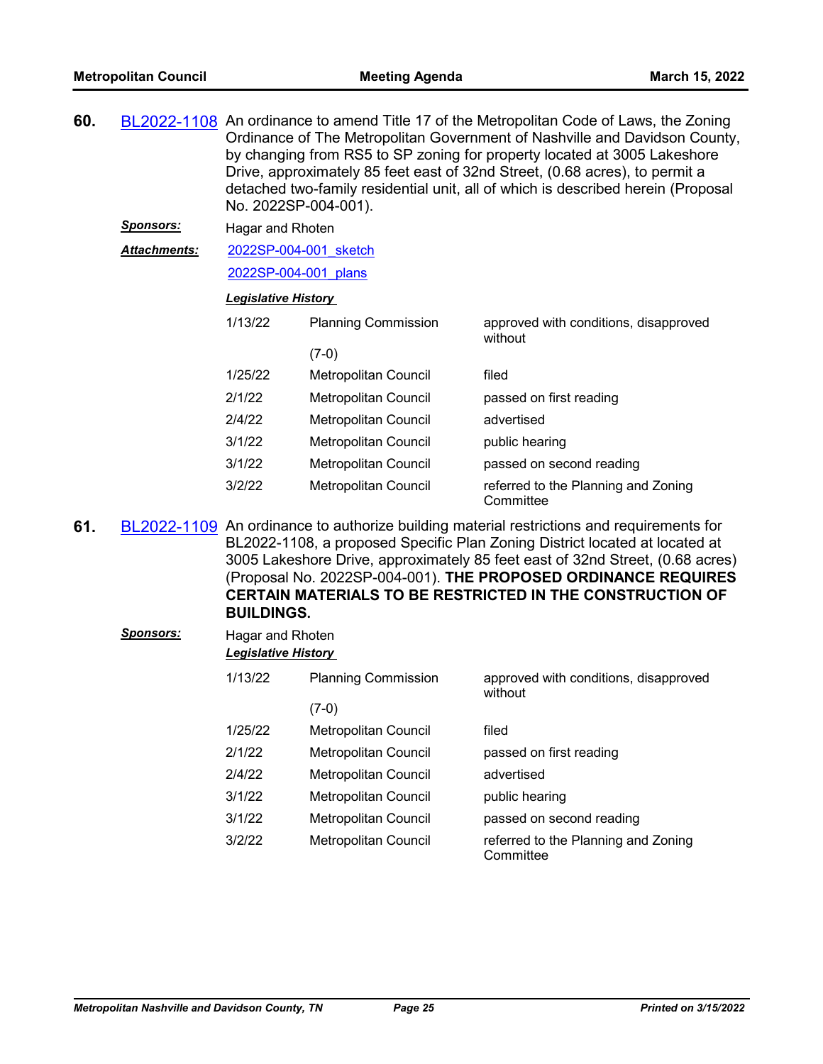**60.** BL2022-1108 An ordinance to amend Title 17 of the Metropolitan Code of Laws, the Zoning Ordinance of The Metropolitan Government of Nashville and Davidson County, by changing from RS5 to SP zoning for property located at 3005 Lakeshore Drive, approximately 85 feet east of 32nd Street, (0.68 acres), to permit a detached two-family residential unit, all of which is described herein (Proposal No. 2022SP-004-001).

***Sponsors:*** Hagar and Rhoten

***Attachments:*** 2022SP-004-001_sketch

2022SP-004-001_plans

***Legislative History***

| | | |
|---|---|---|
| 1/13/22 | Planning Commission (7-0) | approved with conditions, disapproved without |
| 1/25/22 | Metropolitan Council | filed |
| 2/1/22 | Metropolitan Council | passed on first reading |
| 2/4/22 | Metropolitan Council | advertised |
| 3/1/22 | Metropolitan Council | public hearing |
| 3/1/22 | Metropolitan Council | passed on second reading |
| 3/2/22 | Metropolitan Council | referred to the Planning and Zoning Committee |

**61.** BL2022-1109 An ordinance to authorize building material restrictions and requirements for BL2022-1108, a proposed Specific Plan Zoning District located at located at 3005 Lakeshore Drive, approximately 85 feet east of 32nd Street, (0.68 acres) (Proposal No. 2022SP-004-001). **THE PROPOSED ORDINANCE REQUIRES CERTAIN MATERIALS TO BE RESTRICTED IN THE CONSTRUCTION OF BUILDINGS.**

***Sponsors:*** Hagar and Rhoten

***Legislative History***

| | | |
|---|---|---|
| 1/13/22 | Planning Commission (7-0) | approved with conditions, disapproved without |
| 1/25/22 | Metropolitan Council | filed |
| 2/1/22 | Metropolitan Council | passed on first reading |
| 2/4/22 | Metropolitan Council | advertised |
| 3/1/22 | Metropolitan Council | public hearing |
| 3/1/22 | Metropolitan Council | passed on second reading |
| 3/2/22 | Metropolitan Council | referred to the Planning and Zoning Committee |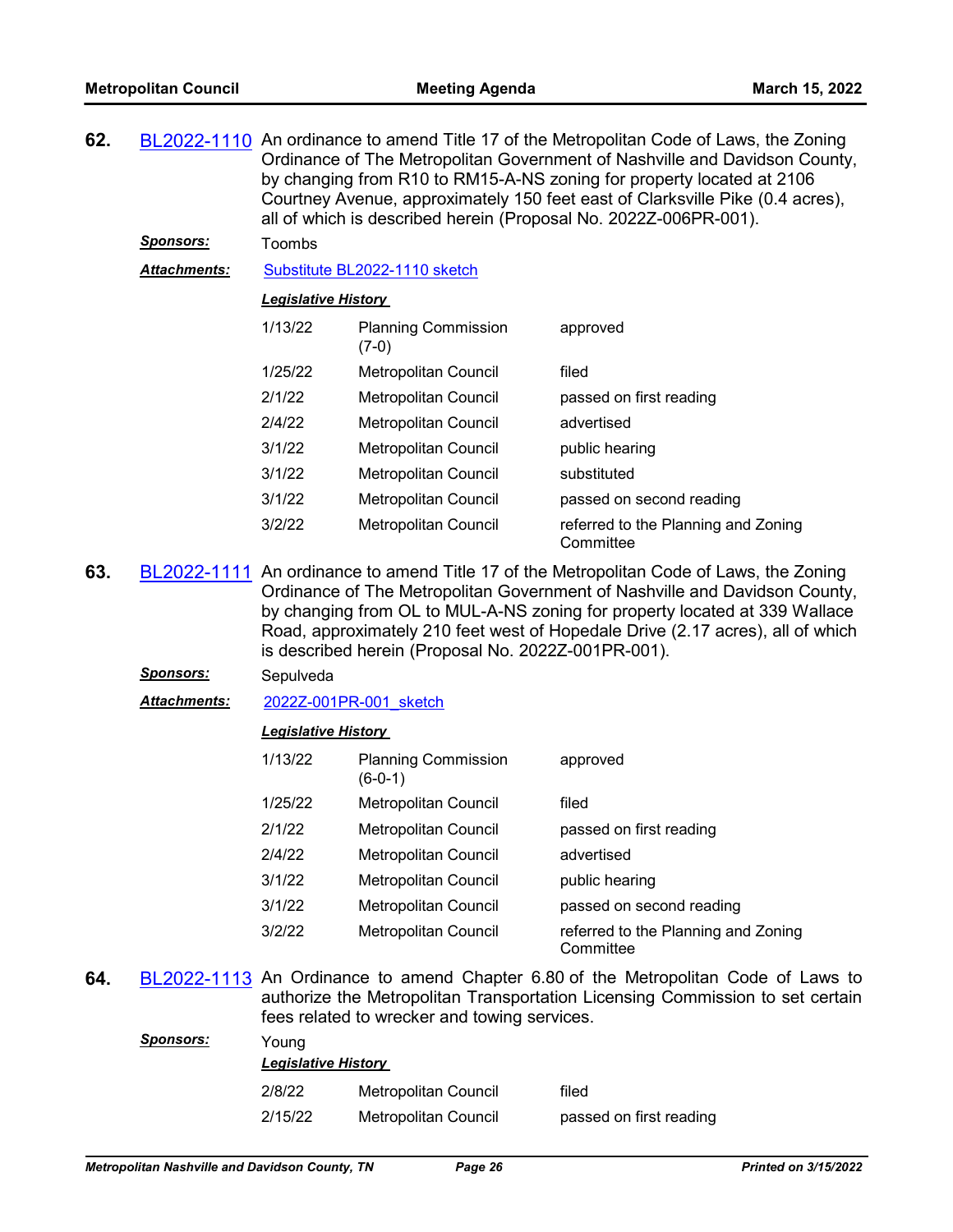**62.** BL2022-1110 An ordinance to amend Title 17 of the Metropolitan Code of Laws, the Zoning Ordinance of The Metropolitan Government of Nashville and Davidson County, by changing from R10 to RM15-A-NS zoning for property located at 2106 Courtney Avenue, approximately 150 feet east of Clarksville Pike (0.4 acres), all of which is described herein (Proposal No. 2022Z-006PR-001).

***Sponsors:*** Toombs

***Attachments:*** Substitute BL2022-1110 sketch

***Legislative History***

| | | |
|---|---|---|
| 1/13/22 | Planning Commission (7-0) | approved |
| 1/25/22 | Metropolitan Council | filed |
| 2/1/22 | Metropolitan Council | passed on first reading |
| 2/4/22 | Metropolitan Council | advertised |
| 3/1/22 | Metropolitan Council | public hearing |
| 3/1/22 | Metropolitan Council | substituted |
| 3/1/22 | Metropolitan Council | passed on second reading |
| 3/2/22 | Metropolitan Council | referred to the Planning and Zoning Committee |

**63.** BL2022-1111 An ordinance to amend Title 17 of the Metropolitan Code of Laws, the Zoning Ordinance of The Metropolitan Government of Nashville and Davidson County, by changing from OL to MUL-A-NS zoning for property located at 339 Wallace Road, approximately 210 feet west of Hopedale Drive (2.17 acres), all of which is described herein (Proposal No. 2022Z-001PR-001).

***Sponsors:*** Sepulveda

***Attachments:*** 2022Z-001PR-001_sketch

***Legislative History***

| | | |
|---|---|---|
| 1/13/22 | Planning Commission (6-0-1) | approved |
| 1/25/22 | Metropolitan Council | filed |
| 2/1/22 | Metropolitan Council | passed on first reading |
| 2/4/22 | Metropolitan Council | advertised |
| 3/1/22 | Metropolitan Council | public hearing |
| 3/1/22 | Metropolitan Council | passed on second reading |
| 3/2/22 | Metropolitan Council | referred to the Planning and Zoning Committee |

**64.** BL2022-1113 An Ordinance to amend Chapter 6.80 of the Metropolitan Code of Laws to authorize the Metropolitan Transportation Licensing Commission to set certain fees related to wrecker and towing services.

***Sponsors:*** Young

***Legislative History***

| | | |
|---|---|---|
| 2/8/22 | Metropolitan Council | filed |
| 2/15/22 | Metropolitan Council | passed on first reading |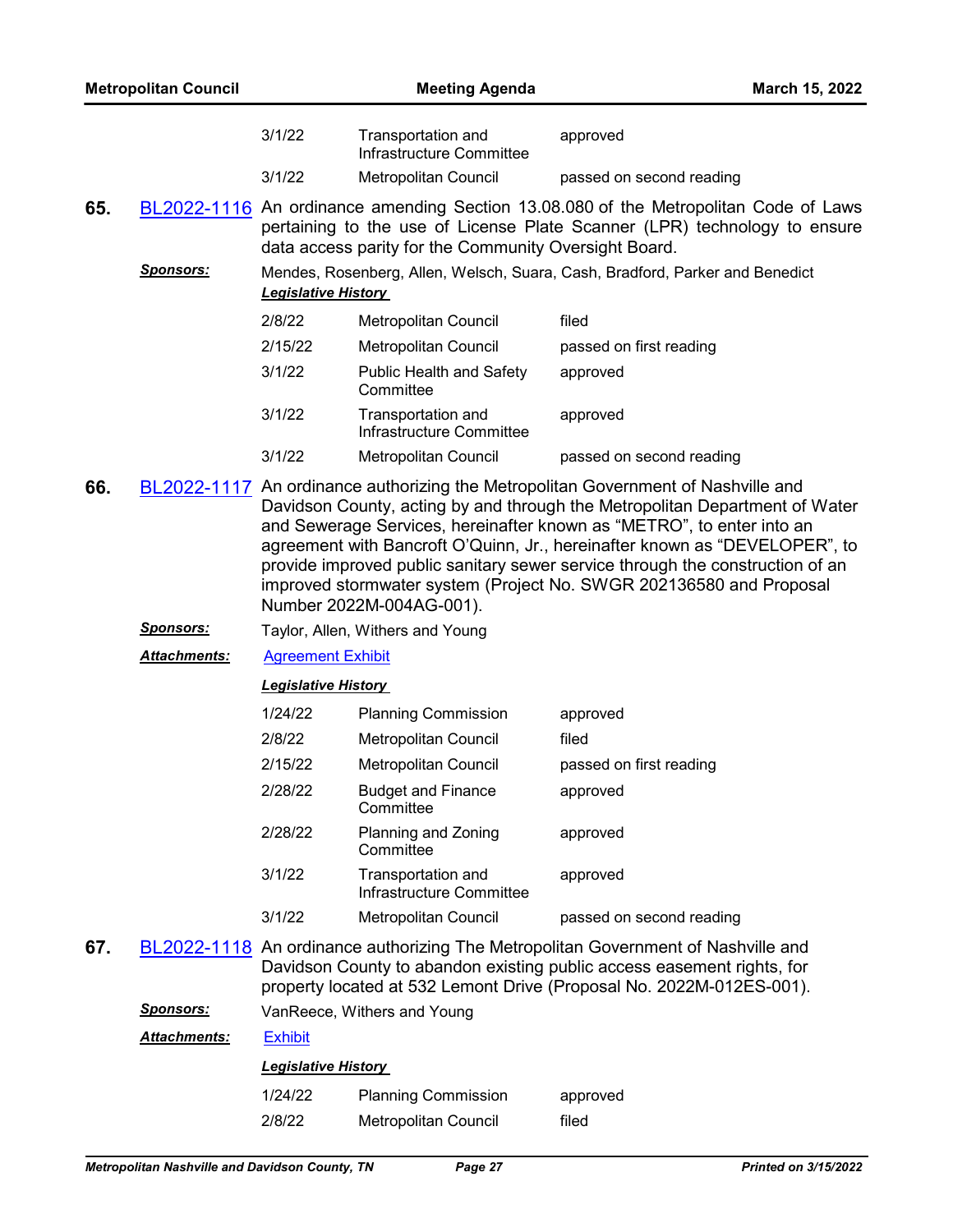| | | |
|---|---|---|
| 3/1/22 | Transportation and Infrastructure Committee | approved |
| 3/1/22 | Metropolitan Council | passed on second reading |

**65.** BL2022-1116 An ordinance amending Section 13.08.080 of the Metropolitan Code of Laws pertaining to the use of License Plate Scanner (LPR) technology to ensure data access parity for the Community Oversight Board.

***Sponsors:*** Mendes, Rosenberg, Allen, Welsch, Suara, Cash, Bradford, Parker and Benedict

***Legislative History***

| | | |
|---|---|---|
| 2/8/22 | Metropolitan Council | filed |
| 2/15/22 | Metropolitan Council | passed on first reading |
| 3/1/22 | Public Health and Safety Committee | approved |
| 3/1/22 | Transportation and Infrastructure Committee | approved |
| 3/1/22 | Metropolitan Council | passed on second reading |

**66.** BL2022-1117 An ordinance authorizing the Metropolitan Government of Nashville and Davidson County, acting by and through the Metropolitan Department of Water and Sewerage Services, hereinafter known as "METRO", to enter into an agreement with Bancroft O'Quinn, Jr., hereinafter known as "DEVELOPER", to provide improved public sanitary sewer service through the construction of an improved stormwater system (Project No. SWGR 202136580 and Proposal Number 2022M-004AG-001).

***Sponsors:*** Taylor, Allen, Withers and Young

***Attachments:*** Agreement Exhibit

***Legislative History***

| | | |
|---|---|---|
| 1/24/22 | Planning Commission | approved |
| 2/8/22 | Metropolitan Council | filed |
| 2/15/22 | Metropolitan Council | passed on first reading |
| 2/28/22 | Budget and Finance Committee | approved |
| 2/28/22 | Planning and Zoning Committee | approved |
| 3/1/22 | Transportation and Infrastructure Committee | approved |
| 3/1/22 | Metropolitan Council | passed on second reading |

**67.** BL2022-1118 An ordinance authorizing The Metropolitan Government of Nashville and Davidson County to abandon existing public access easement rights, for property located at 532 Lemont Drive (Proposal No. 2022M-012ES-001).

***Sponsors:*** VanReece, Withers and Young

***Attachments:*** Exhibit

***Legislative History***

| | | |
|---|---|---|
| 1/24/22 | Planning Commission | approved |
| 2/8/22 | Metropolitan Council | filed |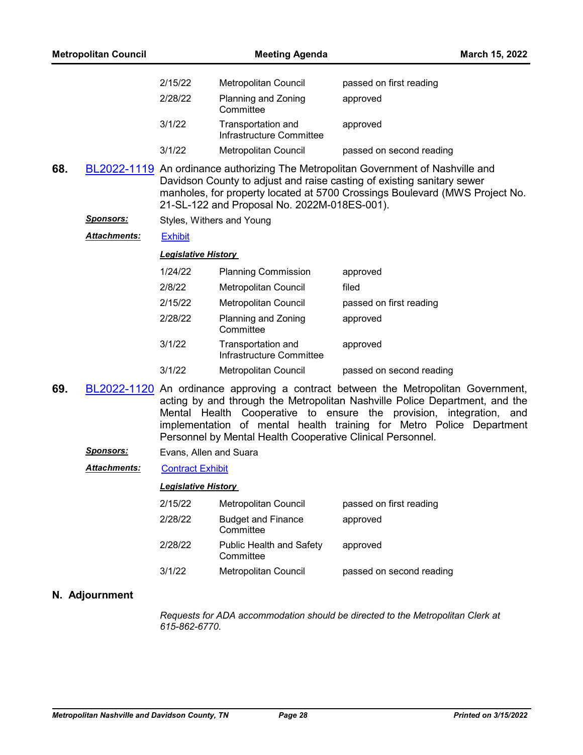| | | |
|---|---|---|
| 2/15/22 | Metropolitan Council | passed on first reading |
| 2/28/22 | Planning and Zoning Committee | approved |
| 3/1/22 | Transportation and Infrastructure Committee | approved |
| 3/1/22 | Metropolitan Council | passed on second reading |

**68.** BL2022-1119 An ordinance authorizing The Metropolitan Government of Nashville and Davidson County to adjust and raise casting of existing sanitary sewer manholes, for property located at 5700 Crossings Boulevard (MWS Project No. 21-SL-122 and Proposal No. 2022M-018ES-001).

***Sponsors:*** Styles, Withers and Young

***Attachments:*** Exhibit

***Legislative History***

| | | |
|---|---|---|
| 1/24/22 | Planning Commission | approved |
| 2/8/22 | Metropolitan Council | filed |
| 2/15/22 | Metropolitan Council | passed on first reading |
| 2/28/22 | Planning and Zoning Committee | approved |
| 3/1/22 | Transportation and Infrastructure Committee | approved |
| 3/1/22 | Metropolitan Council | passed on second reading |

**69.** BL2022-1120 An ordinance approving a contract between the Metropolitan Government, acting by and through the Metropolitan Nashville Police Department, and the Mental Health Cooperative to ensure the provision, integration, and implementation of mental health training for Metro Police Department Personnel by Mental Health Cooperative Clinical Personnel.

***Sponsors:*** Evans, Allen and Suara

***Attachments:*** Contract Exhibit

***Legislative History***

| | | |
|---|---|---|
| 2/15/22 | Metropolitan Council | passed on first reading |
| 2/28/22 | Budget and Finance Committee | approved |
| 2/28/22 | Public Health and Safety Committee | approved |
| 3/1/22 | Metropolitan Council | passed on second reading |

## N. Adjournment

*Requests for ADA accommodation should be directed to the Metropolitan Clerk at 615-862-6770.*